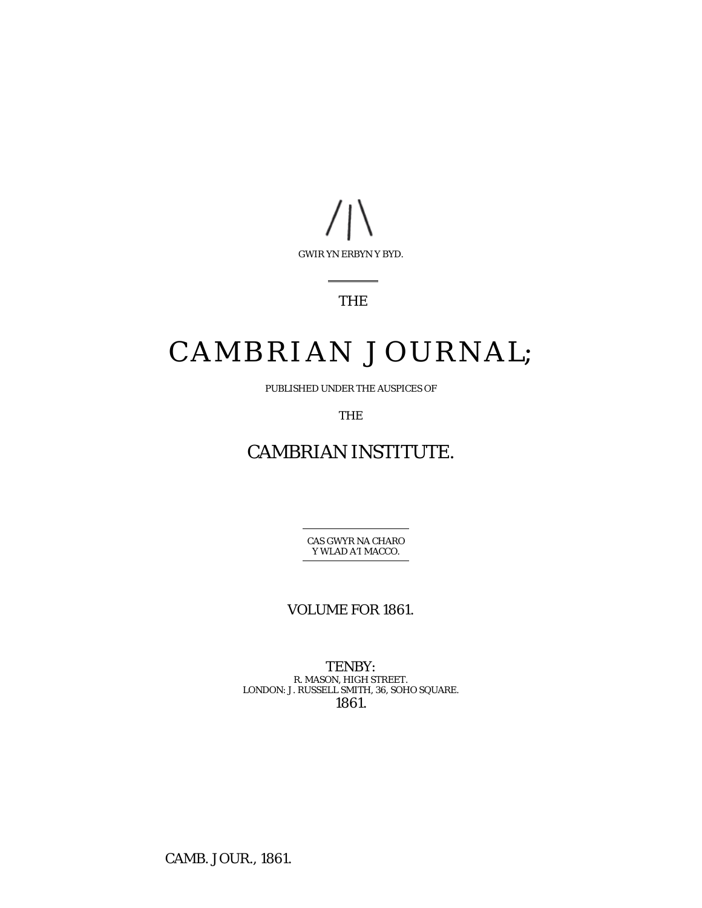/|\

GWIR YN ERBYN Y BYD.

THE

# CAMBRIAN JOURNAL;

PUBLISHED UNDER THE AUSPICES OF

THE

## CAMBRIAN INSTITUTE.

CAS GWYR NA CHARO
Y WLAD A'I MACCO.

VOLUME FOR 1861.

TENBY:
R. MASON, HIGH STREET.
LONDON: J. RUSSELL SMITH, 36, SOHO SQUARE.
1861.

CAMB. JOUR., 1861.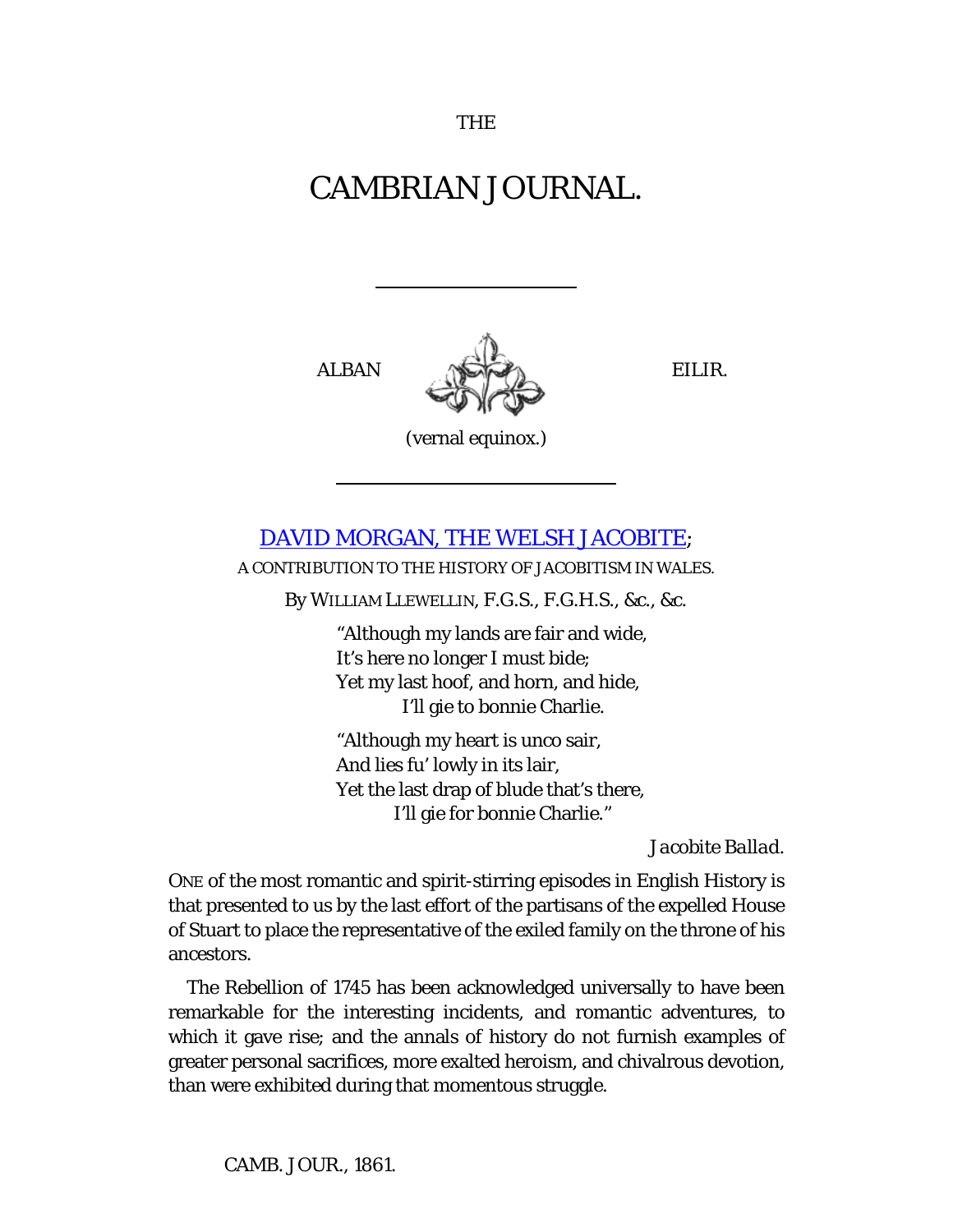THE

# CAMBRIAN JOURNAL.

ALBAN EILIR.

(vernal equinox.)

## DAVID MORGAN, THE WELSH JACOBITE;

A CONTRIBUTION TO THE HISTORY OF JACOBITISM IN WALES.

By WILLIAM LLEWELLIN, F.G.S., F.G.H.S., &c., &c.

> "Although my lands are fair and wide,
> It's here no longer I must bide;
> Yet my last hoof, and horn, and hide,
> I'll gie to bonnie Charlie.
>
> "Although my heart is unco sair,
> And lies fu' lowly in its lair,
> Yet the last drap of blude that's there,
> I'll gie for bonnie Charlie."
>
> *Jacobite Ballad.*

ONE of the most romantic and spirit-stirring episodes in English History is that presented to us by the last effort of the partisans of the expelled House of Stuart to place the representative of the exiled family on the throne of his ancestors.

The Rebellion of 1745 has been acknowledged universally to have been remarkable for the interesting incidents, and romantic adventures, to which it gave rise; and the annals of history do not furnish examples of greater personal sacrifices, more exalted heroism, and chivalrous devotion, than were exhibited during that momentous struggle.

CAMB. JOUR., 1861.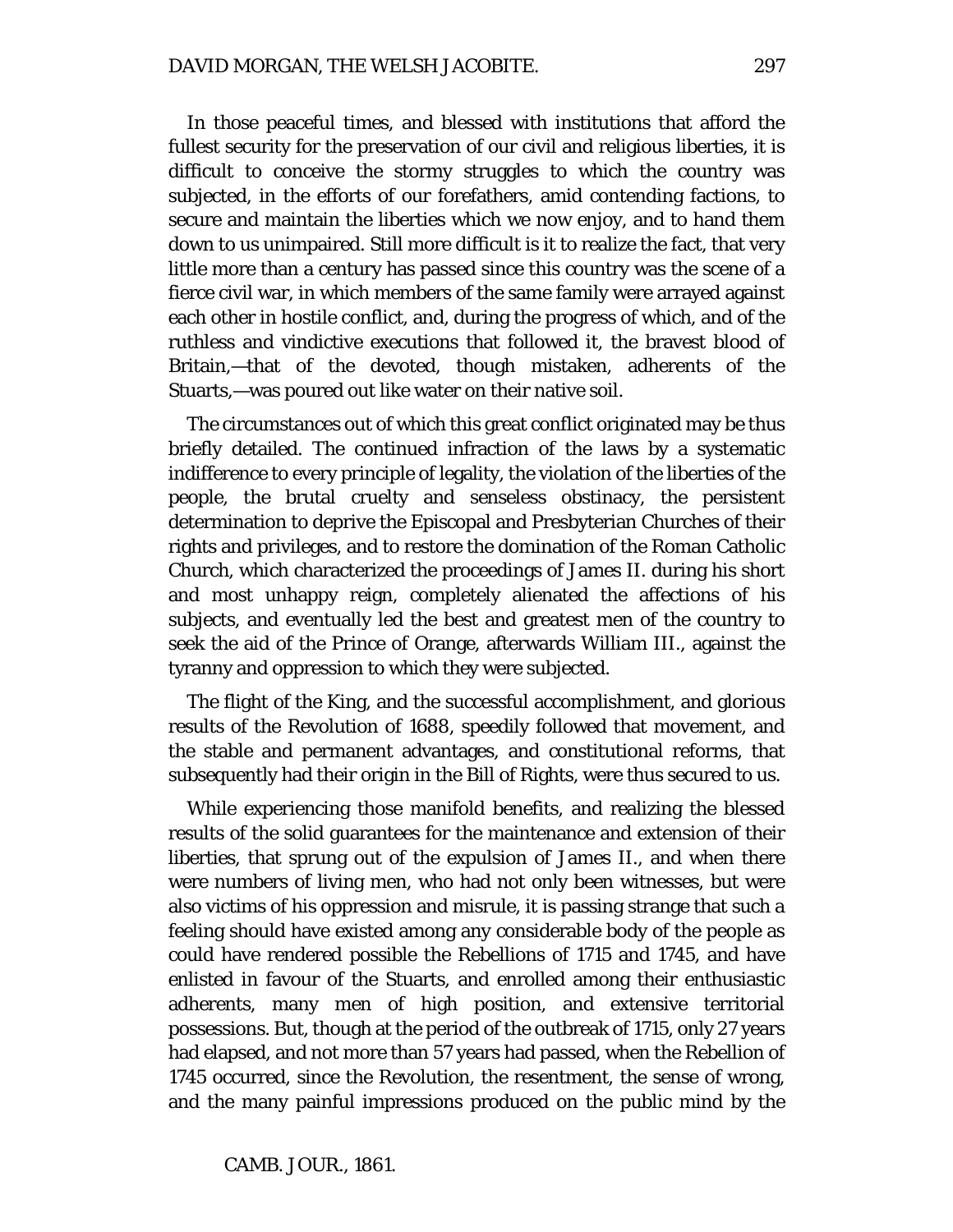In those peaceful times, and blessed with institutions that afford the fullest security for the preservation of our civil and religious liberties, it is difficult to conceive the stormy struggles to which the country was subjected, in the efforts of our forefathers, amid contending factions, to secure and maintain the liberties which we now enjoy, and to hand them down to us unimpaired. Still more difficult is it to realize the fact, that very little more than a century has passed since this country was the scene of a fierce civil war, in which members of the same family were arrayed against each other in hostile conflict, and, during the progress of which, and of the ruthless and vindictive executions that followed it, the bravest blood of Britain,—that of the devoted, though mistaken, adherents of the Stuarts,—was poured out like water on their native soil.

The circumstances out of which this great conflict originated may be thus briefly detailed. The continued infraction of the laws by a systematic indifference to every principle of legality, the violation of the liberties of the people, the brutal cruelty and senseless obstinacy, the persistent determination to deprive the Episcopal and Presbyterian Churches of their rights and privileges, and to restore the domination of the Roman Catholic Church, which characterized the proceedings of James II. during his short and most unhappy reign, completely alienated the affections of his subjects, and eventually led the best and greatest men of the country to seek the aid of the Prince of Orange, afterwards William III., against the tyranny and oppression to which they were subjected.

The flight of the King, and the successful accomplishment, and glorious results of the Revolution of 1688, speedily followed that movement, and the stable and permanent advantages, and constitutional reforms, that subsequently had their origin in the Bill of Rights, were thus secured to us.

While experiencing those manifold benefits, and realizing the blessed results of the solid guarantees for the maintenance and extension of their liberties, that sprung out of the expulsion of James II., and when there were numbers of living men, who had not only been witnesses, but were also victims of his oppression and misrule, it is passing strange that such a feeling should have existed among any considerable body of the people as could have rendered possible the Rebellions of 1715 and 1745, and have enlisted in favour of the Stuarts, and enrolled among their enthusiastic adherents, many men of high position, and extensive territorial possessions. But, though at the period of the outbreak of 1715, only 27 years had elapsed, and not more than 57 years had passed, when the Rebellion of 1745 occurred, since the Revolution, the resentment, the sense of wrong, and the many painful impressions produced on the public mind by the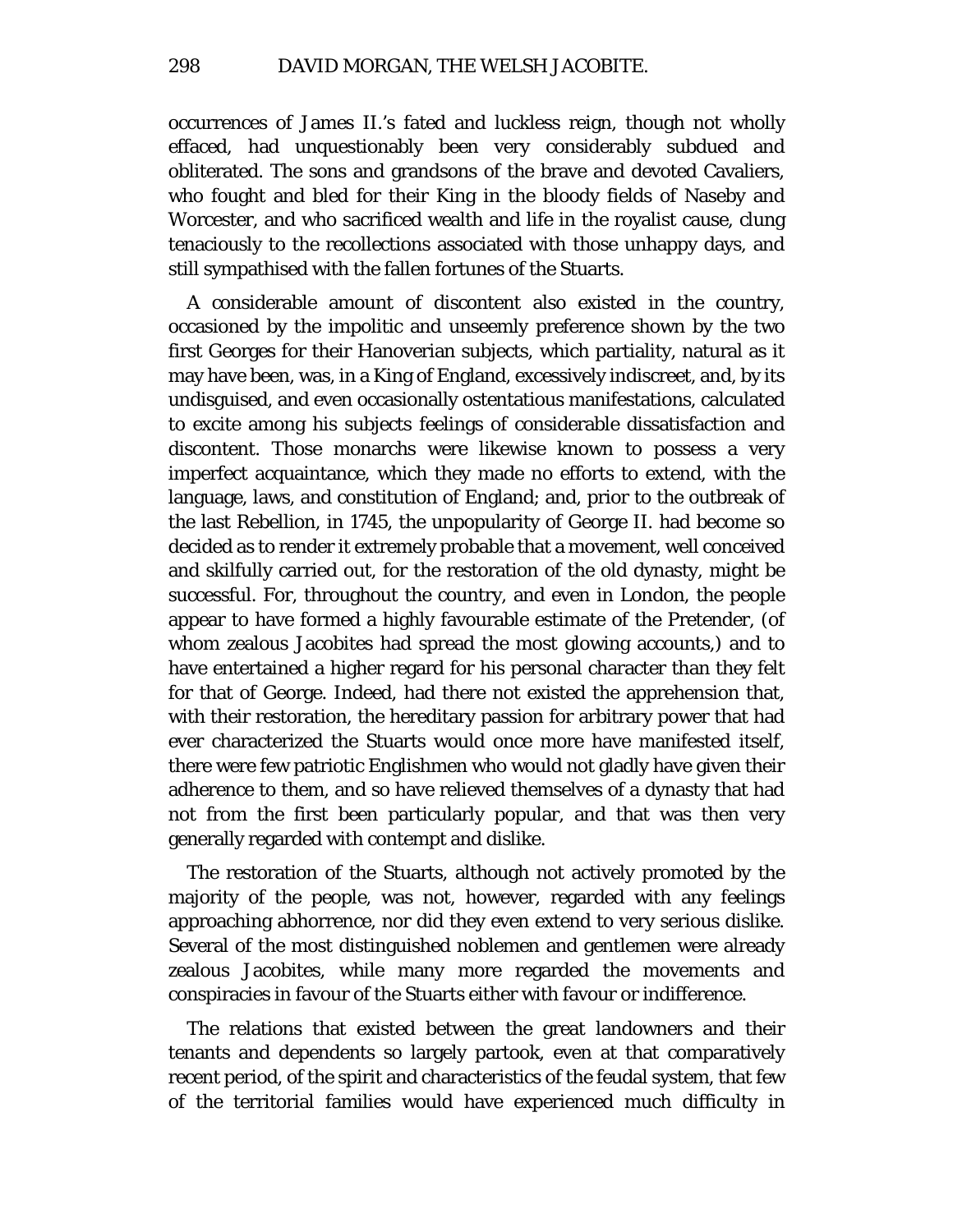occurrences of James II.'s fated and luckless reign, though not wholly effaced, had unquestionably been very considerably subdued and obliterated. The sons and grandsons of the brave and devoted Cavaliers, who fought and bled for their King in the bloody fields of Naseby and Worcester, and who sacrificed wealth and life in the royalist cause, clung tenaciously to the recollections associated with those unhappy days, and still sympathised with the fallen fortunes of the Stuarts.

A considerable amount of discontent also existed in the country, occasioned by the impolitic and unseemly preference shown by the two first Georges for their Hanoverian subjects, which partiality, natural as it may have been, was, in a King of England, excessively indiscreet, and, by its undisguised, and even occasionally ostentatious manifestations, calculated to excite among his subjects feelings of considerable dissatisfaction and discontent. Those monarchs were likewise known to possess a very imperfect acquaintance, which they made no efforts to extend, with the language, laws, and constitution of England; and, prior to the outbreak of the last Rebellion, in 1745, the unpopularity of George II. had become so decided as to render it extremely probable that a movement, well conceived and skilfully carried out, for the restoration of the old dynasty, might be successful. For, throughout the country, and even in London, the people appear to have formed a highly favourable estimate of the Pretender, (of whom zealous Jacobites had spread the most glowing accounts,) and to have entertained a higher regard for his personal character than they felt for that of George. Indeed, had there not existed the apprehension that, with their restoration, the hereditary passion for arbitrary power that had ever characterized the Stuarts would once more have manifested itself, there were few patriotic Englishmen who would not gladly have given their adherence to them, and so have relieved themselves of a dynasty that had not from the first been particularly popular, and that was then very generally regarded with contempt and dislike.

The restoration of the Stuarts, although not actively promoted by the majority of the people, was not, however, regarded with any feelings approaching abhorrence, nor did they even extend to very serious dislike. Several of the most distinguished noblemen and gentlemen were already zealous Jacobites, while many more regarded the movements and conspiracies in favour of the Stuarts either with favour or indifference.

The relations that existed between the great landowners and their tenants and dependents so largely partook, even at that comparatively recent period, of the spirit and characteristics of the feudal system, that few of the territorial families would have experienced much difficulty in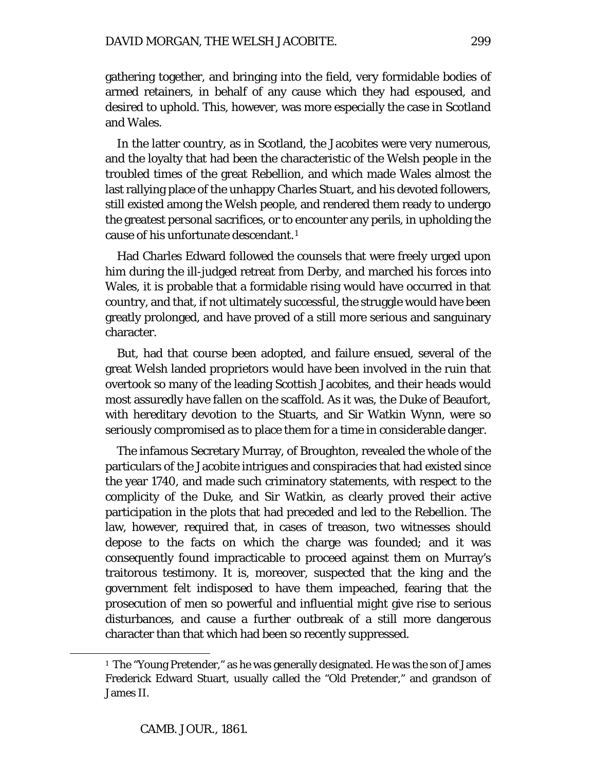gathering together, and bringing into the field, very formidable bodies of armed retainers, in behalf of any cause which they had espoused, and desired to uphold. This, however, was more especially the case in Scotland and Wales.

In the latter country, as in Scotland, the Jacobites were very numerous, and the loyalty that had been the characteristic of the Welsh people in the troubled times of the great Rebellion, and which made Wales almost the last rallying place of the unhappy Charles Stuart, and his devoted followers, still existed among the Welsh people, and rendered them ready to undergo the greatest personal sacrifices, or to encounter any perils, in upholding the cause of his unfortunate descendant.[1]

Had Charles Edward followed the counsels that were freely urged upon him during the ill-judged retreat from Derby, and marched his forces into Wales, it is probable that a formidable rising would have occurred in that country, and that, if not ultimately successful, the struggle would have been greatly prolonged, and have proved of a still more serious and sanguinary character.

But, had that course been adopted, and failure ensued, several of the great Welsh landed proprietors would have been involved in the ruin that overtook so many of the leading Scottish Jacobites, and their heads would most assuredly have fallen on the scaffold. As it was, the Duke of Beaufort, with hereditary devotion to the Stuarts, and Sir Watkin Wynn, were so seriously compromised as to place them for a time in considerable danger.

The infamous Secretary Murray, of Broughton, revealed the whole of the particulars of the Jacobite intrigues and conspiracies that had existed since the year 1740, and made such criminatory statements, with respect to the complicity of the Duke, and Sir Watkin, as clearly proved their active participation in the plots that had preceded and led to the Rebellion. The law, however, required that, in cases of treason, two witnesses should depose to the facts on which the charge was founded; and it was consequently found impracticable to proceed against them on Murray's traitorous testimony. It is, moreover, suspected that the king and the government felt indisposed to have them impeached, fearing that the prosecution of men so powerful and influential might give rise to serious disturbances, and cause a further outbreak of a still more dangerous character than that which had been so recently suppressed.

[1] The "Young Pretender," as he was generally designated. He was the son of James Frederick Edward Stuart, usually called the "Old Pretender," and grandson of James II.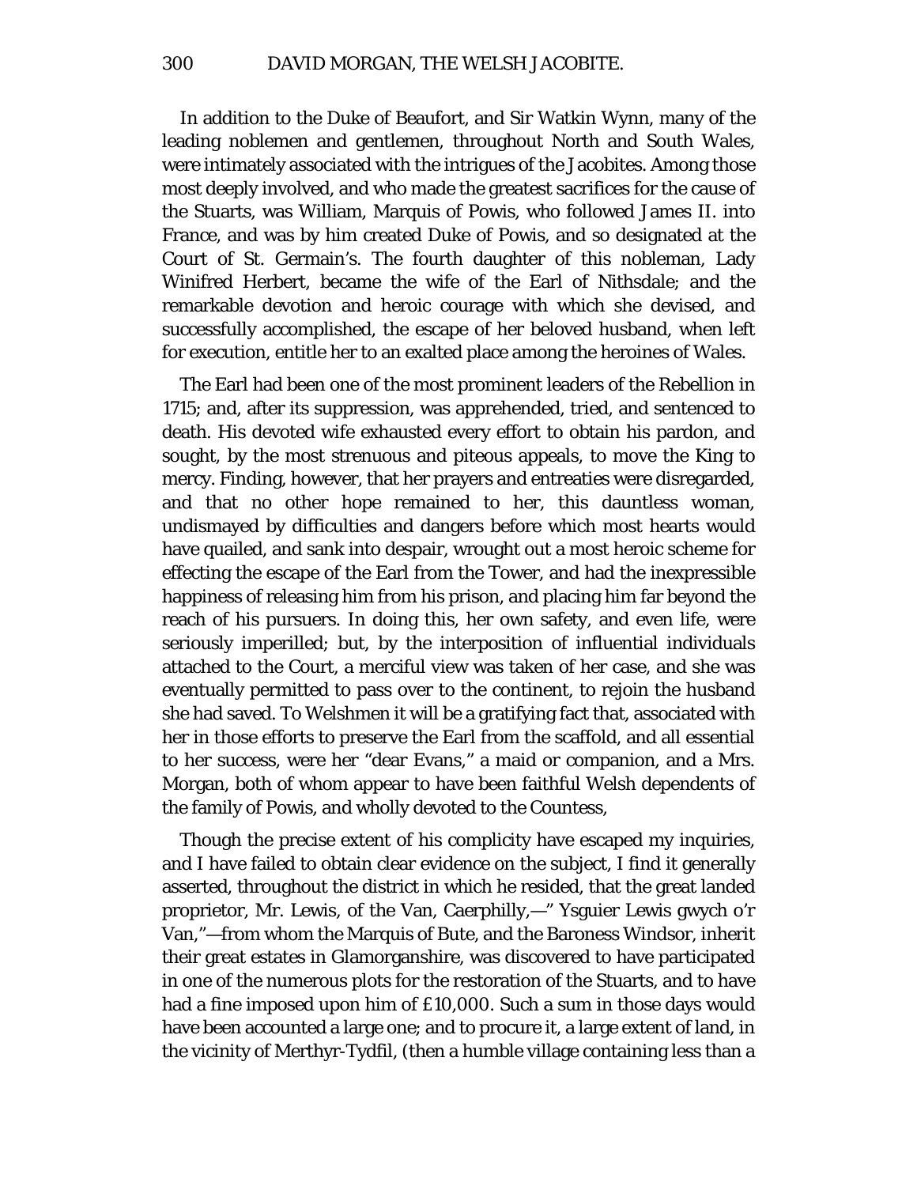In addition to the Duke of Beaufort, and Sir Watkin Wynn, many of the leading noblemen and gentlemen, throughout North and South Wales, were intimately associated with the intrigues of the Jacobites. Among those most deeply involved, and who made the greatest sacrifices for the cause of the Stuarts, was William, Marquis of Powis, who followed James II. into France, and was by him created Duke of Powis, and so designated at the Court of St. Germain's. The fourth daughter of this nobleman, Lady Winifred Herbert, became the wife of the Earl of Nithsdale; and the remarkable devotion and heroic courage with which she devised, and successfully accomplished, the escape of her beloved husband, when left for execution, entitle her to an exalted place among the heroines of Wales.

The Earl had been one of the most prominent leaders of the Rebellion in 1715; and, after its suppression, was apprehended, tried, and sentenced to death. His devoted wife exhausted every effort to obtain his pardon, and sought, by the most strenuous and piteous appeals, to move the King to mercy. Finding, however, that her prayers and entreaties were disregarded, and that no other hope remained to her, this dauntless woman, undismayed by difficulties and dangers before which most hearts would have quailed, and sank into despair, wrought out a most heroic scheme for effecting the escape of the Earl from the Tower, and had the inexpressible happiness of releasing him from his prison, and placing him far beyond the reach of his pursuers. In doing this, her own safety, and even life, were seriously imperilled; but, by the interposition of influential individuals attached to the Court, a merciful view was taken of her case, and she was eventually permitted to pass over to the continent, to rejoin the husband she had saved. To Welshmen it will be a gratifying fact that, associated with her in those efforts to preserve the Earl from the scaffold, and all essential to her success, were her "dear Evans," a maid or companion, and a Mrs. Morgan, both of whom appear to have been faithful Welsh dependents of the family of Powis, and wholly devoted to the Countess,

Though the precise extent of his complicity have escaped my inquiries, and I have failed to obtain clear evidence on the subject, I find it generally asserted, throughout the district in which he resided, that the great landed proprietor, Mr. Lewis, of the Van, Caerphilly,—" Ysguier Lewis gwych o'r Van,"—from whom the Marquis of Bute, and the Baroness Windsor, inherit their great estates in Glamorganshire, was discovered to have participated in one of the numerous plots for the restoration of the Stuarts, and to have had a fine imposed upon him of £10,000. Such a sum in those days would have been accounted a large one; and to procure it, a large extent of land, in the vicinity of Merthyr-Tydfil, (then a humble village containing less than a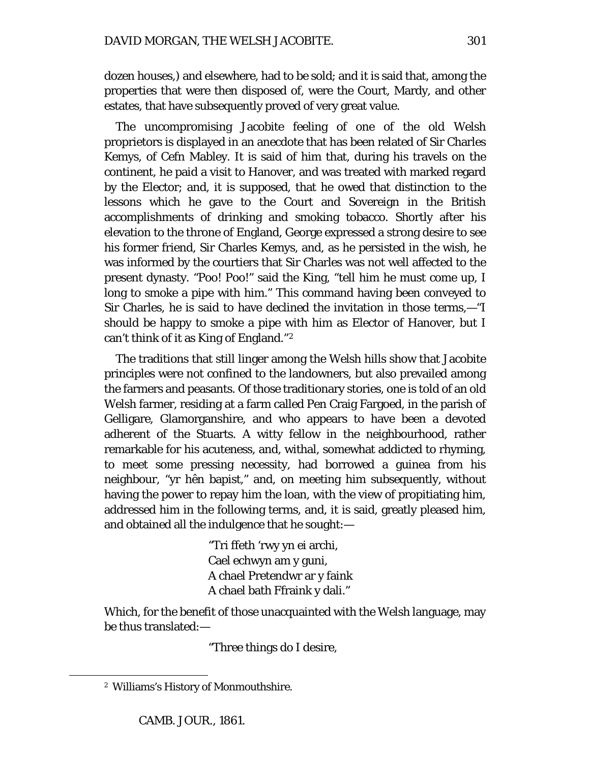dozen houses,) and elsewhere, had to be sold; and it is said that, among the properties that were then disposed of, were the Court, Mardy, and other estates, that have subsequently proved of very great value.

The uncompromising Jacobite feeling of one of the old Welsh proprietors is displayed in an anecdote that has been related of Sir Charles Kemys, of Cefn Mabley. It is said of him that, during his travels on the continent, he paid a visit to Hanover, and was treated with marked regard by the Elector; and, it is supposed, that he owed that distinction to the lessons which he gave to the Court and Sovereign in the British accomplishments of drinking and smoking tobacco. Shortly after his elevation to the throne of England, George expressed a strong desire to see his former friend, Sir Charles Kemys, and, as he persisted in the wish, he was informed by the courtiers that Sir Charles was not well affected to the present dynasty. "Poo! Poo!" said the King, "tell him he must come up, I long to smoke a pipe with him." This command having been conveyed to Sir Charles, he is said to have declined the invitation in those terms,—"I should be happy to smoke a pipe with him as Elector of Hanover, but I can't think of it as King of England."[2]

The traditions that still linger among the Welsh hills show that Jacobite principles were not confined to the landowners, but also prevailed among the farmers and peasants. Of those traditionary stories, one is told of an old Welsh farmer, residing at a farm called Pen Craig Fargoed, in the parish of Gelligare, Glamorganshire, and who appears to have been a devoted adherent of the Stuarts. A witty fellow in the neighbourhood, rather remarkable for his acuteness, and, withal, somewhat addicted to rhyming, to meet some pressing necessity, had borrowed a guinea from his neighbour, "yr hên bapist," and, on meeting him subsequently, without having the power to repay him the loan, with the view of propitiating him, addressed him in the following terms, and, it is said, greatly pleased him, and obtained all the indulgence that he sought:—

> "Tri ffeth 'rwy yn ei archi,
> Cael echwyn am y guni,
> A chael Pretendwr ar y faink
> A chael bath Ffraink y dali."

Which, for the benefit of those unacquainted with the Welsh language, may be thus translated:—

> "Three things do I desire,

[2] Williams's History of Monmouthshire.

CAMB. JOUR., 1861.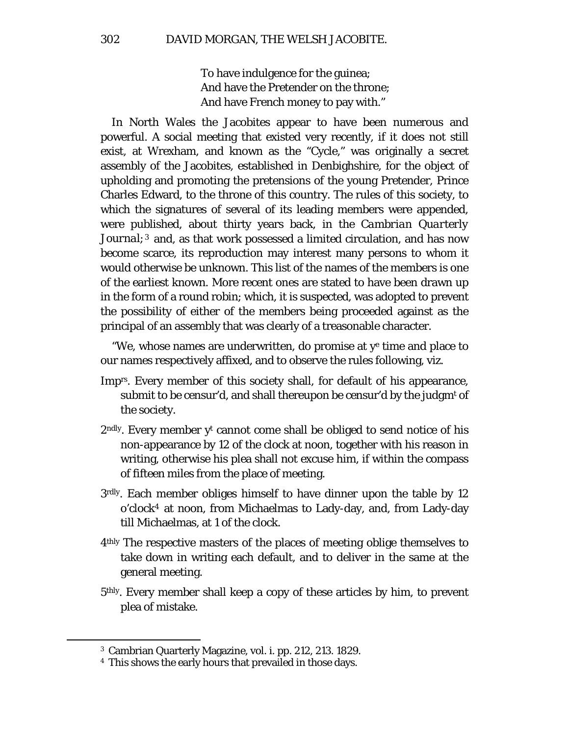To have indulgence for the guinea;
And have the Pretender on the throne;
And have French money to pay with."

In North Wales the Jacobites appear to have been numerous and powerful. A social meeting that existed very recently, if it does not still exist, at Wrexham, and known as the "Cycle," was originally a secret assembly of the Jacobites, established in Denbighshire, for the object of upholding and promoting the pretensions of the young Pretender, Prince Charles Edward, to the throne of this country. The rules of this society, to which the signatures of several of its leading members were appended, were published, about thirty years back, in the *Cambrian Quarterly Journal*;[3] and, as that work possessed a limited circulation, and has now become scarce, its reproduction may interest many persons to whom it would otherwise be unknown. This list of the names of the members is one of the earliest known. More recent ones are stated to have been drawn up in the form of a round robin; which, it is suspected, was adopted to prevent the possibility of either of the members being proceeded against as the principal of an assembly that was clearly of a treasonable character.

"We, whose names are underwritten, do promise at y^e^ time and place to our names respectively affixed, and to observe the rules following, viz.

Imp^rs^. Every member of this society shall, for default of his appearance, submit to be censur'd, and shall thereupon be censur'd by the judgm^t^ of the society.

2^ndly^. Every member y^t^ cannot come shall be obliged to send notice of his non-appearance by 12 of the clock at noon, together with his reason in writing, otherwise his plea shall not excuse him, if within the compass of fifteen miles from the place of meeting.

3^rdly^. Each member obliges himself to have dinner upon the table by 12 o'clock[4] at noon, from Michaelmas to Lady-day, and, from Lady-day till Michaelmas, at 1 of the clock.

4^thly^ The respective masters of the places of meeting oblige themselves to take down in writing each default, and to deliver in the same at the general meeting.

5^thly^. Every member shall keep a copy of these articles by him, to prevent plea of mistake.

---

[3] Cambrian Quarterly Magazine, vol. i. pp. 212, 213. 1829.

[4] This shows the early hours that prevailed in those days.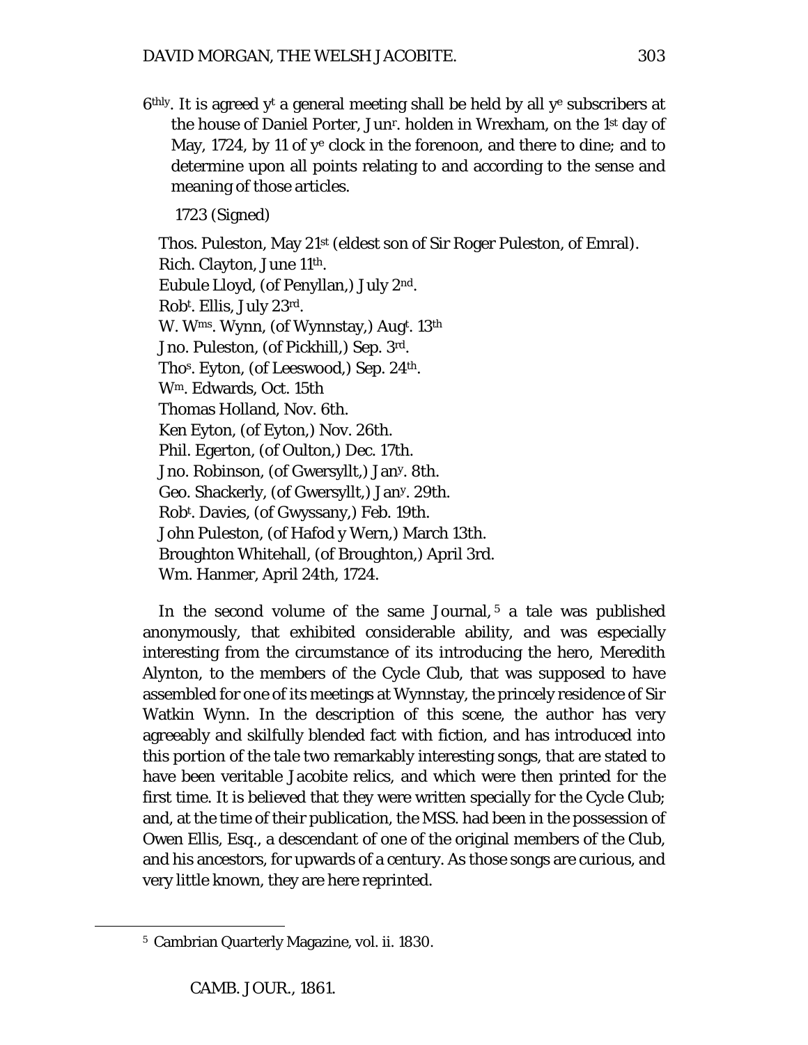6thly. It is agreed yt a general meeting shall be held by all ye subscribers at the house of Daniel Porter, Junr. holden in Wrexham, on the 1st day of May, 1724, by 11 of ye clock in the forenoon, and there to dine; and to determine upon all points relating to and according to the sense and meaning of those articles.

1723 (Signed)

Thos. Puleston, May 21st (eldest son of Sir Roger Puleston, of Emral).
Rich. Clayton, June 11th.
Eubule Lloyd, (of Penyllan,) July 2nd.
Robt. Ellis, July 23rd.
W. Wms. Wynn, (of Wynnstay,) Augt. 13th
Jno. Puleston, (of Pickhill,) Sep. 3rd.
Thos. Eyton, (of Leeswood,) Sep. 24th.
Wm. Edwards, Oct. 15th
Thomas Holland, Nov. 6th.
Ken Eyton, (of Eyton,) Nov. 26th.
Phil. Egerton, (of Oulton,) Dec. 17th.
Jno. Robinson, (of Gwersyllt,) Jany. 8th.
Geo. Shackerly, (of Gwersyllt,) Jany. 29th.
Robt. Davies, (of Gwyssany,) Feb. 19th.
John Puleston, (of Hafod y Wern,) March 13th.
Broughton Whitehall, (of Broughton,) April 3rd.
Wm. Hanmer, April 24th, 1724.

In the second volume of the same Journal,[5] a tale was published anonymously, that exhibited considerable ability, and was especially interesting from the circumstance of its introducing the hero, Meredith Alynton, to the members of the Cycle Club, that was supposed to have assembled for one of its meetings at Wynnstay, the princely residence of Sir Watkin Wynn. In the description of this scene, the author has very agreeably and skilfully blended fact with fiction, and has introduced into this portion of the tale two remarkably interesting songs, that are stated to have been veritable Jacobite relics, and which were then printed for the first time. It is believed that they were written specially for the Cycle Club; and, at the time of their publication, the MSS. had been in the possession of Owen Ellis, Esq., a descendant of one of the original members of the Club, and his ancestors, for upwards of a century. As those songs are curious, and very little known, they are here reprinted.

[5] Cambrian Quarterly Magazine, vol. ii. 1830.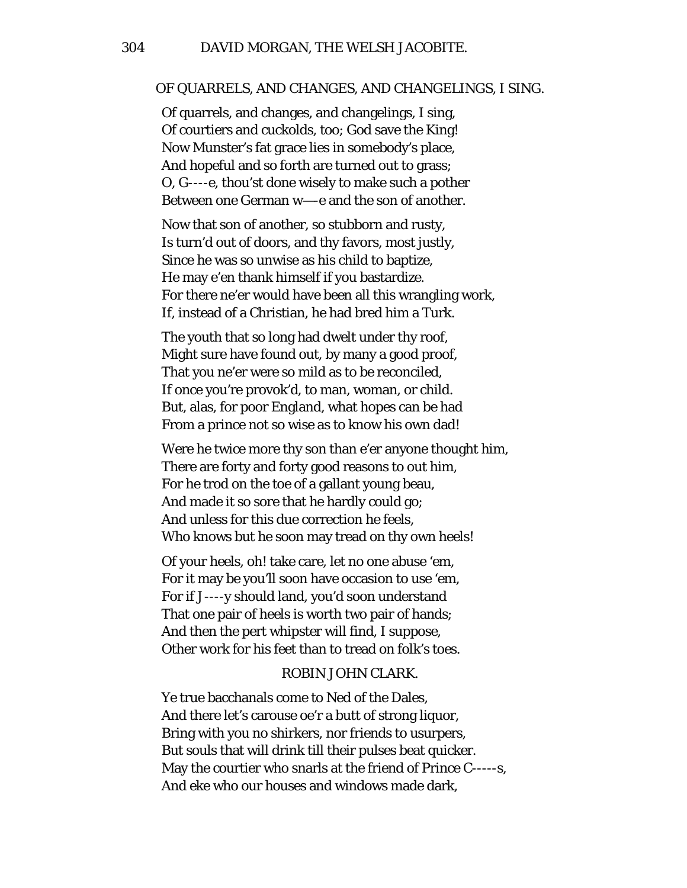## OF QUARRELS, AND CHANGES, AND CHANGELINGS, I SING.

Of quarrels, and changes, and changelings, I sing,
Of courtiers and cuckolds, too; God save the King!
Now Munster's fat grace lies in somebody's place,
And hopeful and so forth are turned out to grass;
O, G----e, thou'st done wisely to make such a pother
Between one German w—–e and the son of another.

Now that son of another, so stubborn and rusty,
Is turn'd out of doors, and thy favors, most justly,
Since he was so unwise as his child to baptize,
He may e'en thank himself if you bastardize.
For there ne'er would have been all this wrangling work,
If, instead of a Christian, he had bred him a Turk.

The youth that so long had dwelt under thy roof,
Might sure have found out, by many a good proof,
That you ne'er were so mild as to be reconciled,
If once you're provok'd, to man, woman, or child.
But, alas, for poor England, what hopes can be had
From a prince not so wise as to know his own dad!

Were he twice more thy son than e'er anyone thought him,
There are forty and forty good reasons to out him,
For he trod on the toe of a gallant young beau,
And made it so sore that he hardly could go;
And unless for this due correction he feels,
Who knows but he soon may tread on thy own heels!

Of your heels, oh! take care, let no one abuse 'em,
For it may be you'll soon have occasion to use 'em,
For if J----y should land, you'd soon understand
That one pair of heels is worth two pair of hands;
And then the pert whipster will find, I suppose,
Other work for his feet than to tread on folk's toes.

## ROBIN JOHN CLARK.

Ye true bacchanals come to Ned of the Dales,
And there let's carouse oe'r a butt of strong liquor,
Bring with you no shirkers, nor friends to usurpers,
But souls that will drink till their pulses beat quicker.
May the courtier who snarls at the friend of Prince C-----s,
And eke who our houses and windows made dark,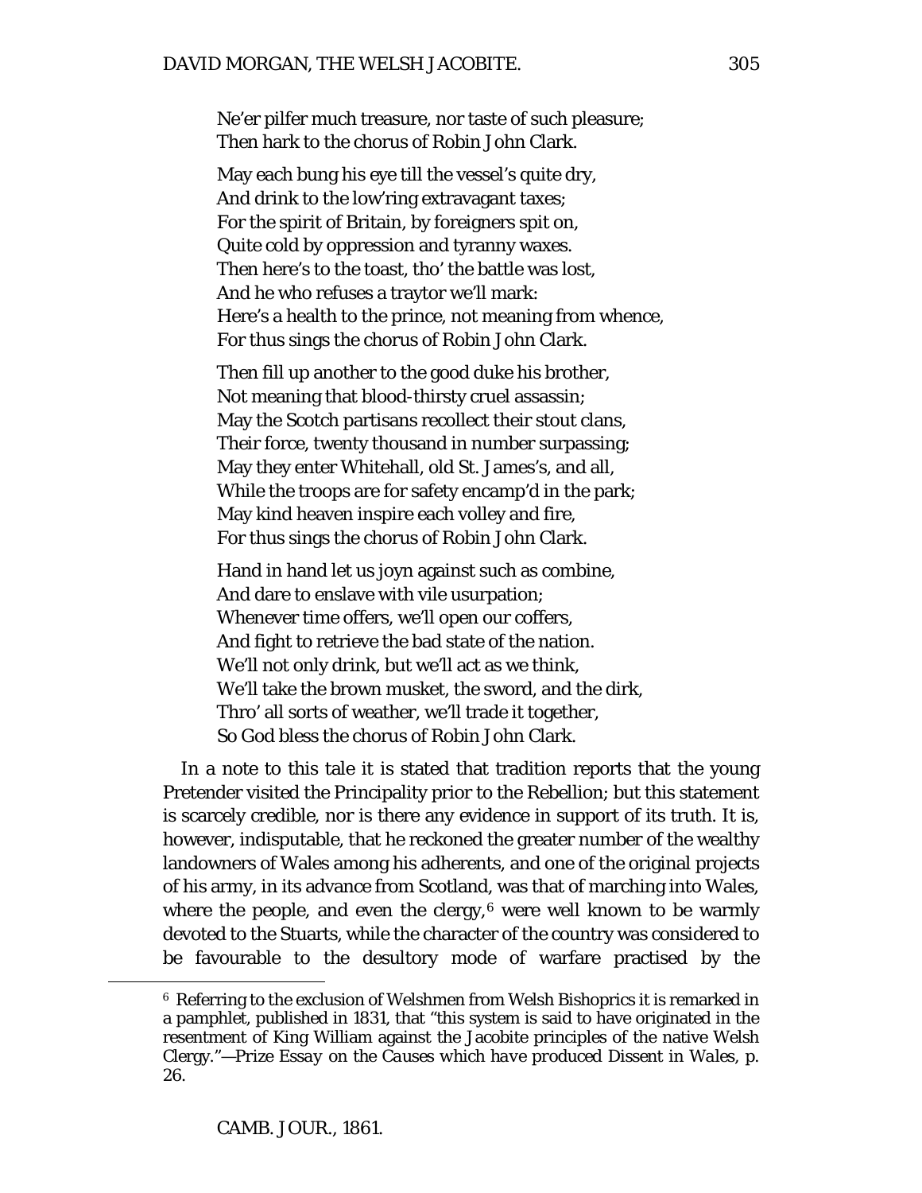Ne'er pilfer much treasure, nor taste of such pleasure;
Then hark to the chorus of Robin John Clark.

May each bung his eye till the vessel's quite dry,
And drink to the low'ring extravagant taxes;
For the spirit of Britain, by foreigners spit on,
Quite cold by oppression and tyranny waxes.
Then here's to the toast, tho' the battle was lost,
And he who refuses a traytor we'll mark:
Here's a health to the prince, not meaning from whence,
For thus sings the chorus of Robin John Clark.

Then fill up another to the good duke his brother,
Not meaning that blood-thirsty cruel assassin;
May the Scotch partisans recollect their stout clans,
Their force, twenty thousand in number surpassing;
May they enter Whitehall, old St. James's, and all,
While the troops are for safety encamp'd in the park;
May kind heaven inspire each volley and fire,
For thus sings the chorus of Robin John Clark.

Hand in hand let us joyn against such as combine,
And dare to enslave with vile usurpation;
Whenever time offers, we'll open our coffers,
And fight to retrieve the bad state of the nation.
We'll not only drink, but we'll act as we think,
We'll take the brown musket, the sword, and the dirk,
Thro' all sorts of weather, we'll trade it together,
So God bless the chorus of Robin John Clark.

In a note to this tale it is stated that tradition reports that the young Pretender visited the Principality prior to the Rebellion; but this statement is scarcely credible, nor is there any evidence in support of its truth. It is, however, indisputable, that he reckoned the greater number of the wealthy landowners of Wales among his adherents, and one of the original projects of his army, in its advance from Scotland, was that of marching into Wales, where the people, and even the clergy,[6] were well known to be warmly devoted to the Stuarts, while the character of the country was considered to be favourable to the desultory mode of warfare practised by the

[6] Referring to the exclusion of Welshmen from Welsh Bishoprics it is remarked in a pamphlet, published in 1831, that "this system is said to have originated in the resentment of King William against the Jacobite principles of the native Welsh Clergy."—*Prize Essay on the Causes which have produced Dissent in Wales*, p. 26.

CAMB. JOUR., 1861.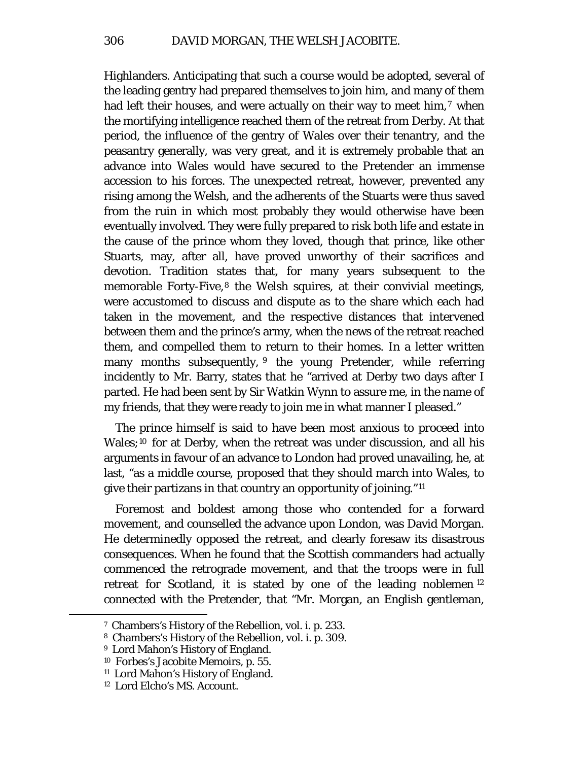Highlanders. Anticipating that such a course would be adopted, several of the leading gentry had prepared themselves to join him, and many of them had left their houses, and were actually on their way to meet him,[7] when the mortifying intelligence reached them of the retreat from Derby. At that period, the influence of the gentry of Wales over their tenantry, and the peasantry generally, was very great, and it is extremely probable that an advance into Wales would have secured to the Pretender an immense accession to his forces. The unexpected retreat, however, prevented any rising among the Welsh, and the adherents of the Stuarts were thus saved from the ruin in which most probably they would otherwise have been eventually involved. They were fully prepared to risk both life and estate in the cause of the prince whom they loved, though that prince, like other Stuarts, may, after all, have proved unworthy of their sacrifices and devotion. Tradition states that, for many years subsequent to the memorable Forty-Five,[8] the Welsh squires, at their convivial meetings, were accustomed to discuss and dispute as to the share which each had taken in the movement, and the respective distances that intervened between them and the prince's army, when the news of the retreat reached them, and compelled them to return to their homes. In a letter written many months subsequently,[9] the young Pretender, while referring incidently to Mr. Barry, states that he "arrived at Derby two days after I parted. He had been sent by Sir Watkin Wynn to assure me, in the name of my friends, that they were ready to join me in what manner I pleased."

The prince himself is said to have been most anxious to proceed into Wales;[10] for at Derby, when the retreat was under discussion, and all his arguments in favour of an advance to London had proved unavailing, he, at last, "as a middle course, proposed that they should march into Wales, to give their partizans in that country an opportunity of joining."[11]

Foremost and boldest among those who contended for a forward movement, and counselled the advance upon London, was David Morgan. He determinedly opposed the retreat, and clearly foresaw its disastrous consequences. When he found that the Scottish commanders had actually commenced the retrograde movement, and that the troops were in full retreat for Scotland, it is stated by one of the leading noblemen[12] connected with the Pretender, that "Mr. Morgan, an English gentleman,

---

[7] Chambers's History of the Rebellion, vol. i. p. 233.

[8] Chambers's History of the Rebellion, vol. i. p. 309.

[9] Lord Mahon's History of England.

[10] Forbes's Jacobite Memoirs, p. 55.

[11] Lord Mahon's History of England.

[12] Lord Elcho's MS. Account.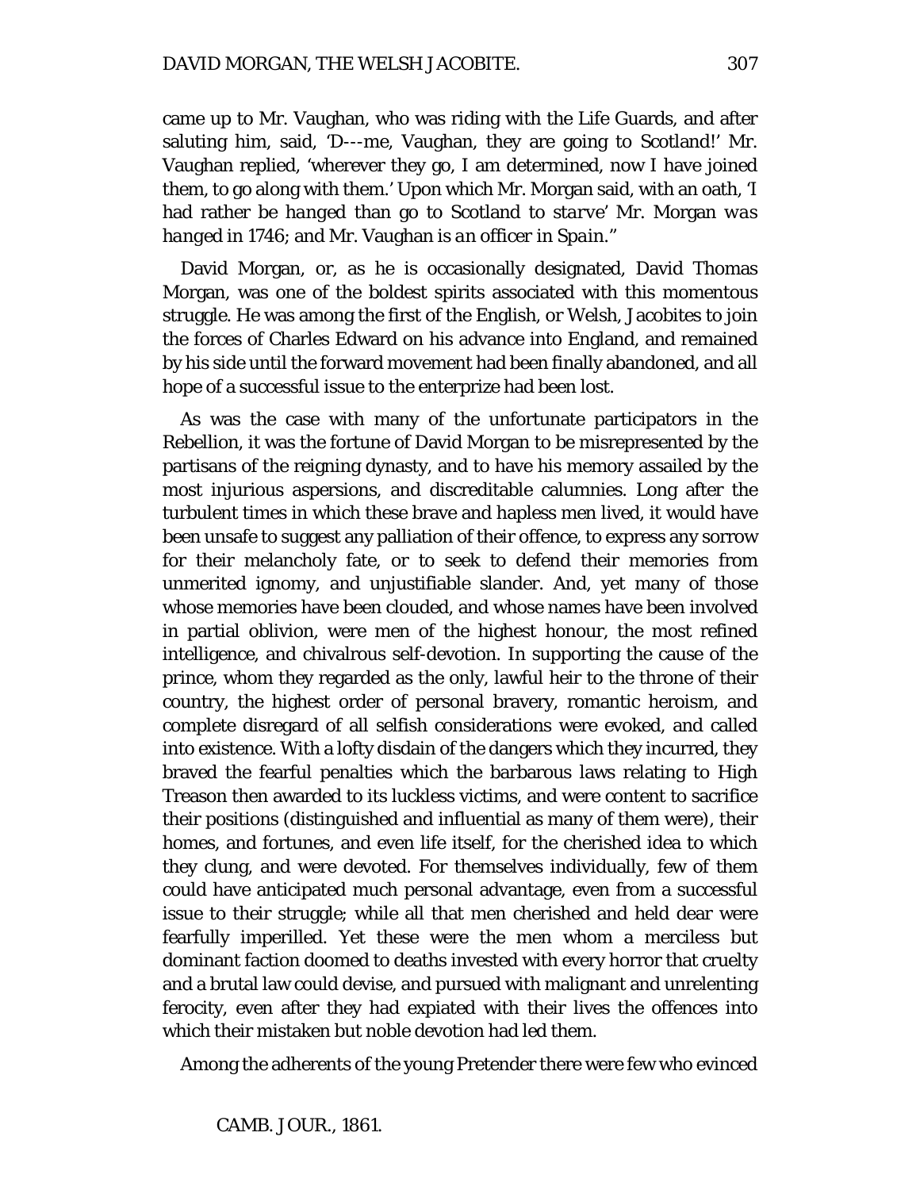came up to Mr. Vaughan, who was riding with the Life Guards, and after saluting him, said, 'D---me, Vaughan, they are going to Scotland!' Mr. Vaughan replied, 'wherever they go, I am determined, now I have joined them, to go along with them.' Upon which Mr. Morgan said, with an oath, *'I had rather be hanged than go to Scotland to starve' Mr. Morgan was hanged in 1746; and Mr. Vaughan is an officer in Spain."*

David Morgan, or, as he is occasionally designated, David Thomas Morgan, was one of the boldest spirits associated with this momentous struggle. He was among the first of the English, or Welsh, Jacobites to join the forces of Charles Edward on his advance into England, and remained by his side until the forward movement had been finally abandoned, and all hope of a successful issue to the enterprize had been lost.

As was the case with many of the unfortunate participators in the Rebellion, it was the fortune of David Morgan to be misrepresented by the partisans of the reigning dynasty, and to have his memory assailed by the most injurious aspersions, and discreditable calumnies. Long after the turbulent times in which these brave and hapless men lived, it would have been unsafe to suggest any palliation of their offence, to express any sorrow for their melancholy fate, or to seek to defend their memories from unmerited ignomy, and unjustifiable slander. And, yet many of those whose memories have been clouded, and whose names have been involved in partial oblivion, were men of the highest honour, the most refined intelligence, and chivalrous self-devotion. In supporting the cause of the prince, whom they regarded as the only, lawful heir to the throne of their country, the highest order of personal bravery, romantic heroism, and complete disregard of all selfish considerations were evoked, and called into existence. With a lofty disdain of the dangers which they incurred, they braved the fearful penalties which the barbarous laws relating to High Treason then awarded to its luckless victims, and were content to sacrifice their positions (distinguished and influential as many of them were), their homes, and fortunes, and even life itself, for the cherished idea to which they clung, and were devoted. For themselves individually, few of them could have anticipated much personal advantage, even from a successful issue to their struggle; while all that men cherished and held dear were fearfully imperilled. Yet these were the men whom a merciless but dominant faction doomed to deaths invested with every horror that cruelty and a brutal law could devise, and pursued with malignant and unrelenting ferocity, even after they had expiated with their lives the offences into which their mistaken but noble devotion had led them.

Among the adherents of the young Pretender there were few who evinced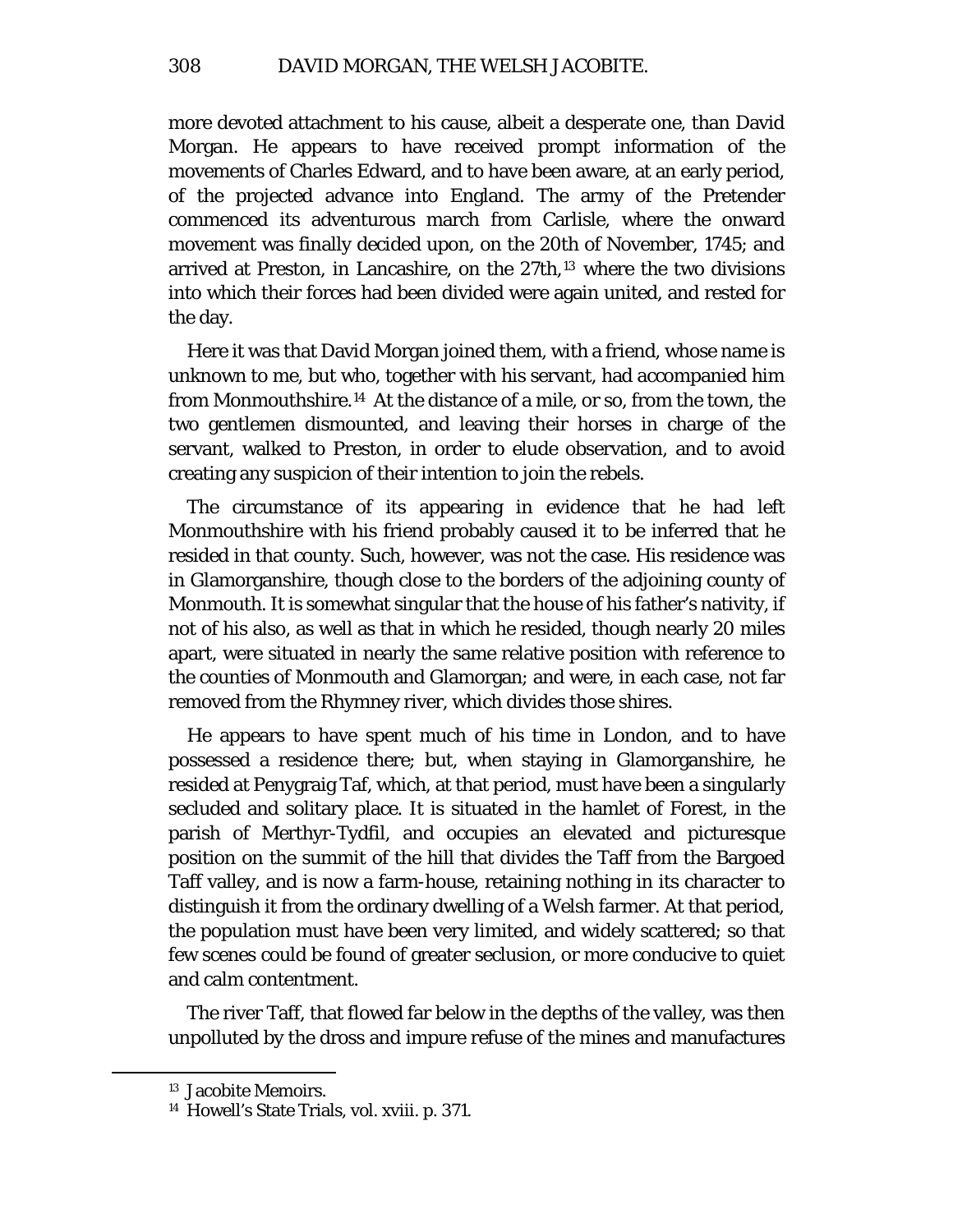more devoted attachment to his cause, albeit a desperate one, than David Morgan. He appears to have received prompt information of the movements of Charles Edward, and to have been aware, at an early period, of the projected advance into England. The army of the Pretender commenced its adventurous march from Carlisle, where the onward movement was finally decided upon, on the 20th of November, 1745; and arrived at Preston, in Lancashire, on the 27th,[13] where the two divisions into which their forces had been divided were again united, and rested for the day.

Here it was that David Morgan joined them, with a friend, whose name is unknown to me, but who, together with his servant, had accompanied him from Monmouthshire.[14] At the distance of a mile, or so, from the town, the two gentlemen dismounted, and leaving their horses in charge of the servant, walked to Preston, in order to elude observation, and to avoid creating any suspicion of their intention to join the rebels.

The circumstance of its appearing in evidence that he had left Monmouthshire with his friend probably caused it to be inferred that he resided in that county. Such, however, was not the case. His residence was in Glamorganshire, though close to the borders of the adjoining county of Monmouth. It is somewhat singular that the house of his father's nativity, if not of his also, as well as that in which he resided, though nearly 20 miles apart, were situated in nearly the same relative position with reference to the counties of Monmouth and Glamorgan; and were, in each case, not far removed from the Rhymney river, which divides those shires.

He appears to have spent much of his time in London, and to have possessed a residence there; but, when staying in Glamorganshire, he resided at Penygraig Taf, which, at that period, must have been a singularly secluded and solitary place. It is situated in the hamlet of Forest, in the parish of Merthyr-Tydfil, and occupies an elevated and picturesque position on the summit of the hill that divides the Taff from the Bargoed Taff valley, and is now a farm-house, retaining nothing in its character to distinguish it from the ordinary dwelling of a Welsh farmer. At that period, the population must have been very limited, and widely scattered; so that few scenes could be found of greater seclusion, or more conducive to quiet and calm contentment.

The river Taff, that flowed far below in the depths of the valley, was then unpolluted by the dross and impure refuse of the mines and manufactures

---

[13] Jacobite Memoirs.

[14] Howell's State Trials, vol. xviii. p. 371.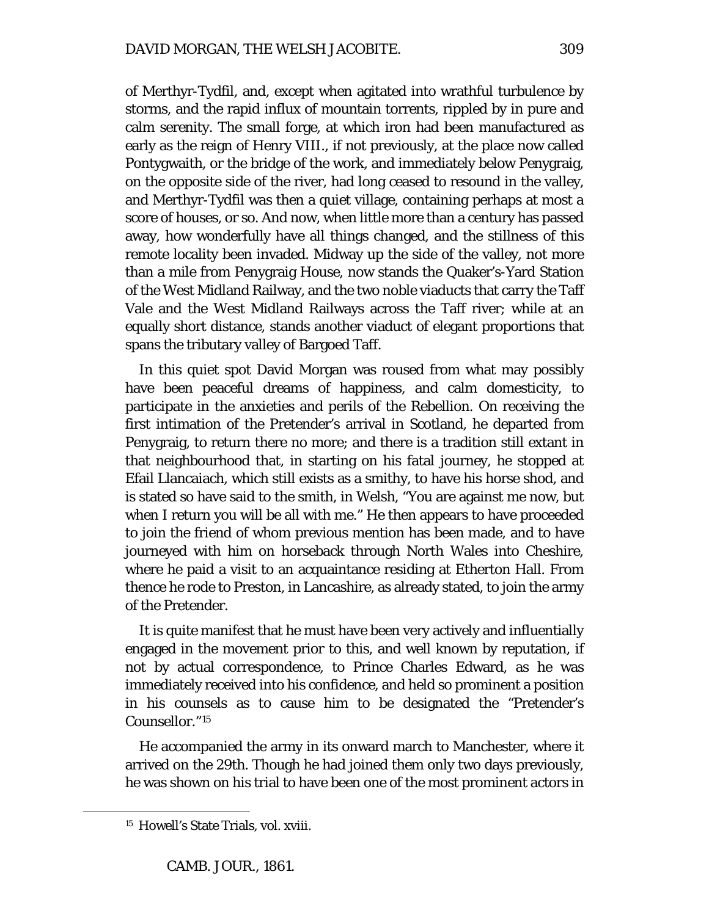of Merthyr-Tydfil, and, except when agitated into wrathful turbulence by storms, and the rapid influx of mountain torrents, rippled by in pure and calm serenity. The small forge, at which iron had been manufactured as early as the reign of Henry VIII., if not previously, at the place now called Pontygwaith, or the bridge of the work, and immediately below Penygraig, on the opposite side of the river, had long ceased to resound in the valley, and Merthyr-Tydfil was then a quiet village, containing perhaps at most a score of houses, or so. And now, when little more than a century has passed away, how wonderfully have all things changed, and the stillness of this remote locality been invaded. Midway up the side of the valley, not more than a mile from Penygraig House, now stands the Quaker's-Yard Station of the West Midland Railway, and the two noble viaducts that carry the Taff Vale and the West Midland Railways across the Taff river; while at an equally short distance, stands another viaduct of elegant proportions that spans the tributary valley of Bargoed Taff.

In this quiet spot David Morgan was roused from what may possibly have been peaceful dreams of happiness, and calm domesticity, to participate in the anxieties and perils of the Rebellion. On receiving the first intimation of the Pretender's arrival in Scotland, he departed from Penygraig, to return there no more; and there is a tradition still extant in that neighbourhood that, in starting on his fatal journey, he stopped at Efail Llancaiach, which still exists as a smithy, to have his horse shod, and is stated so have said to the smith, in Welsh, "You are against me now, but when I return you will be all with me." He then appears to have proceeded to join the friend of whom previous mention has been made, and to have journeyed with him on horseback through North Wales into Cheshire, where he paid a visit to an acquaintance residing at Etherton Hall. From thence he rode to Preston, in Lancashire, as already stated, to join the army of the Pretender.

It is quite manifest that he must have been very actively and influentially engaged in the movement prior to this, and well known by reputation, if not by actual correspondence, to Prince Charles Edward, as he was immediately received into his confidence, and held so prominent a position in his counsels as to cause him to be designated the "Pretender's Counsellor."[15]

He accompanied the army in its onward march to Manchester, where it arrived on the 29th. Though he had joined them only two days previously, he was shown on his trial to have been one of the most prominent actors in

[15] Howell's State Trials, vol. xviii.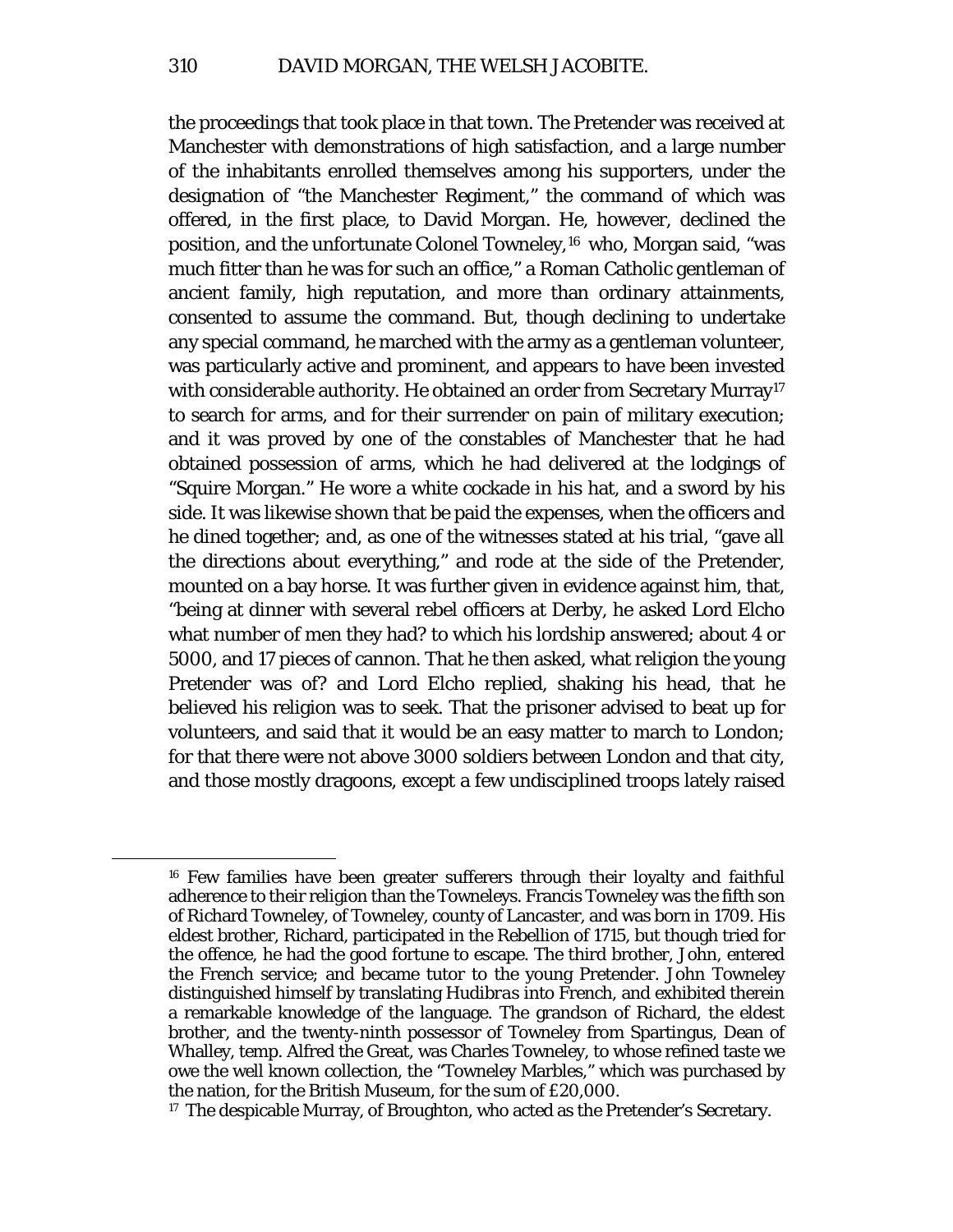the proceedings that took place in that town. The Pretender was received at Manchester with demonstrations of high satisfaction, and a large number of the inhabitants enrolled themselves among his supporters, under the designation of "the Manchester Regiment," the command of which was offered, in the first place, to David Morgan. He, however, declined the position, and the unfortunate Colonel Towneley,[16] who, Morgan said, "was much fitter than he was for such an office," a Roman Catholic gentleman of ancient family, high reputation, and more than ordinary attainments, consented to assume the command. But, though declining to undertake any special command, he marched with the army as a gentleman volunteer, was particularly active and prominent, and appears to have been invested with considerable authority. He obtained an order from Secretary Murray[17] to search for arms, and for their surrender on pain of military execution; and it was proved by one of the constables of Manchester that he had obtained possession of arms, which he had delivered at the lodgings of "Squire Morgan." He wore a white cockade in his hat, and a sword by his side. It was likewise shown that be paid the expenses, when the officers and he dined together; and, as one of the witnesses stated at his trial, "gave all the directions about everything," and rode at the side of the Pretender, mounted on a bay horse. It was further given in evidence against him, that, "being at dinner with several rebel officers at Derby, he asked Lord Elcho what number of men they had? to which his lordship answered; about 4 or 5000, and 17 pieces of cannon. That he then asked, what religion the young Pretender was of? and Lord Elcho replied, shaking his head, that he believed his religion was to seek. That the prisoner advised to beat up for volunteers, and said that it would be an easy matter to march to London; for that there were not above 3000 soldiers between London and that city, and those mostly dragoons, except a few undisciplined troops lately raised

[16] Few families have been greater sufferers through their loyalty and faithful adherence to their religion than the Towneleys. Francis Towneley was the fifth son of Richard Towneley, of Towneley, county of Lancaster, and was born in 1709. His eldest brother, Richard, participated in the Rebellion of 1715, but though tried for the offence, he had the good fortune to escape. The third brother, John, entered the French service; and became tutor to the young Pretender. John Towneley distinguished himself by translating *Hudibras* into French, and exhibited therein a remarkable knowledge of the language. The grandson of Richard, the eldest brother, and the twenty-ninth possessor of Towneley from Spartingus, Dean of Whalley, temp. Alfred the Great, was Charles Towneley, to whose refined taste we owe the well known collection, the "Towneley Marbles," which was purchased by the nation, for the British Museum, for the sum of £20,000.

[17] The despicable Murray, of Broughton, who acted as the Pretender's Secretary.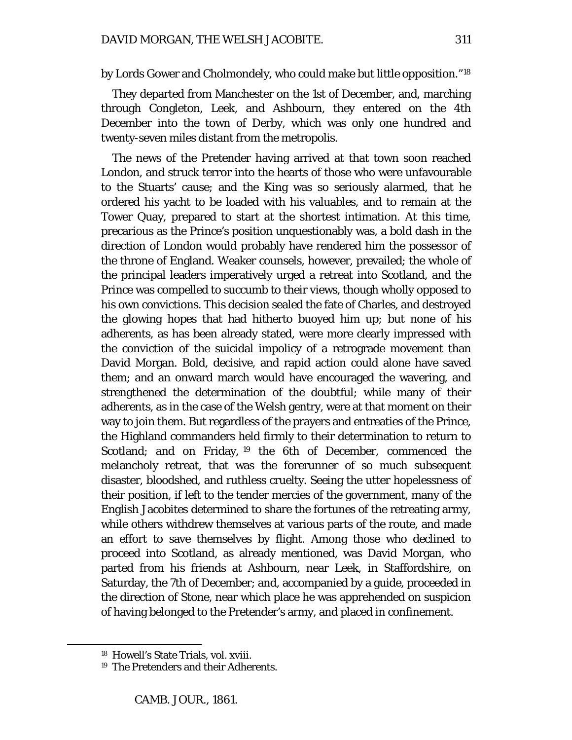by Lords Gower and Cholmondely, who could make but little opposition."[18]

They departed from Manchester on the 1st of December, and, marching through Congleton, Leek, and Ashbourn, they entered on the 4th December into the town of Derby, which was only one hundred and twenty-seven miles distant from the metropolis.

The news of the Pretender having arrived at that town soon reached London, and struck terror into the hearts of those who were unfavourable to the Stuarts' cause; and the King was so seriously alarmed, that he ordered his yacht to be loaded with his valuables, and to remain at the Tower Quay, prepared to start at the shortest intimation. At this time, precarious as the Prince's position unquestionably was, a bold dash in the direction of London would probably have rendered him the possessor of the throne of England. Weaker counsels, however, prevailed; the whole of the principal leaders imperatively urged a retreat into Scotland, and the Prince was compelled to succumb to their views, though wholly opposed to his own convictions. This decision sealed the fate of Charles, and destroyed the glowing hopes that had hitherto buoyed him up; but none of his adherents, as has been already stated, were more clearly impressed with the conviction of the suicidal impolicy of a retrograde movement than David Morgan. Bold, decisive, and rapid action could alone have saved them; and an onward march would have encouraged the wavering, and strengthened the determination of the doubtful; while many of their adherents, as in the case of the Welsh gentry, were at that moment on their way to join them. But regardless of the prayers and entreaties of the Prince, the Highland commanders held firmly to their determination to return to Scotland; and on Friday,[19] the 6th of December, commenced the melancholy retreat, that was the forerunner of so much subsequent disaster, bloodshed, and ruthless cruelty. Seeing the utter hopelessness of their position, if left to the tender mercies of the government, many of the English Jacobites determined to share the fortunes of the retreating army, while others withdrew themselves at various parts of the route, and made an effort to save themselves by flight. Among those who declined to proceed into Scotland, as already mentioned, was David Morgan, who parted from his friends at Ashbourn, near Leek, in Staffordshire, on Saturday, the 7th of December; and, accompanied by a guide, proceeded in the direction of Stone, near which place he was apprehended on suspicion of having belonged to the Pretender's army, and placed in confinement.

---

[18] Howell's State Trials, vol. xviii.

[19] The Pretenders and their Adherents.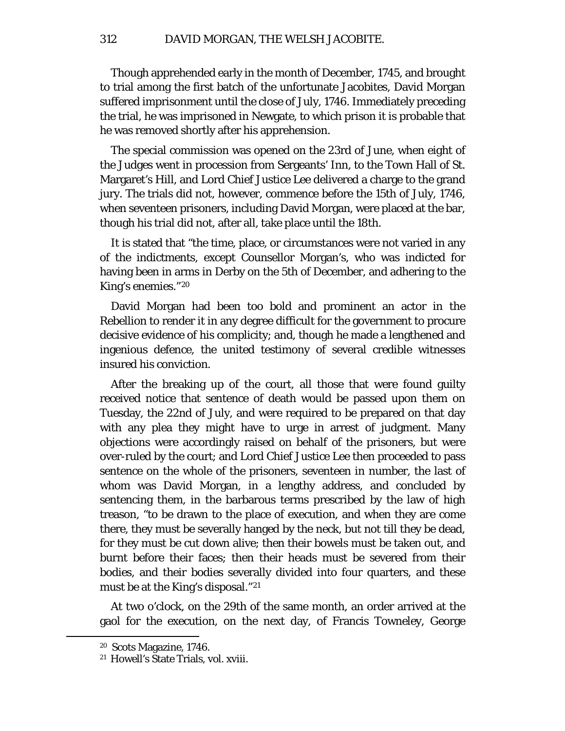Though apprehended early in the month of December, 1745, and brought to trial among the first batch of the unfortunate Jacobites, David Morgan suffered imprisonment until the close of July, 1746. Immediately preceding the trial, he was imprisoned in Newgate, to which prison it is probable that he was removed shortly after his apprehension.

The special commission was opened on the 23rd of June, when eight of the Judges went in procession from Sergeants' Inn, to the Town Hall of St. Margaret's Hill, and Lord Chief Justice Lee delivered a charge to the grand jury. The trials did not, however, commence before the 15th of July, 1746, when seventeen prisoners, including David Morgan, were placed at the bar, though his trial did not, after all, take place until the 18th.

It is stated that "the time, place, or circumstances were not varied in any of the indictments, except Counsellor Morgan's, who was indicted for having been in arms in Derby on the 5th of December, and adhering to the King's enemies."[20]

David Morgan had been too bold and prominent an actor in the Rebellion to render it in any degree difficult for the government to procure decisive evidence of his complicity; and, though he made a lengthened and ingenious defence, the united testimony of several credible witnesses insured his conviction.

After the breaking up of the court, all those that were found guilty received notice that sentence of death would be passed upon them on Tuesday, the 22nd of July, and were required to be prepared on that day with any plea they might have to urge in arrest of judgment. Many objections were accordingly raised on behalf of the prisoners, but were over-ruled by the court; and Lord Chief Justice Lee then proceeded to pass sentence on the whole of the prisoners, seventeen in number, the last of whom was David Morgan, in a lengthy address, and concluded by sentencing them, in the barbarous terms prescribed by the law of high treason, "to be drawn to the place of execution, and when they are come there, they must be severally hanged by the neck, but not till they be dead, for they must be cut down alive; then their bowels must be taken out, and burnt before their faces; then their heads must be severed from their bodies, and their bodies severally divided into four quarters, and these must be at the King's disposal."[21]

At two o'clock, on the 29th of the same month, an order arrived at the gaol for the execution, on the next day, of Francis Towneley, George

---

[20] Scots Magazine, 1746.

[21] Howell's State Trials, vol. xviii.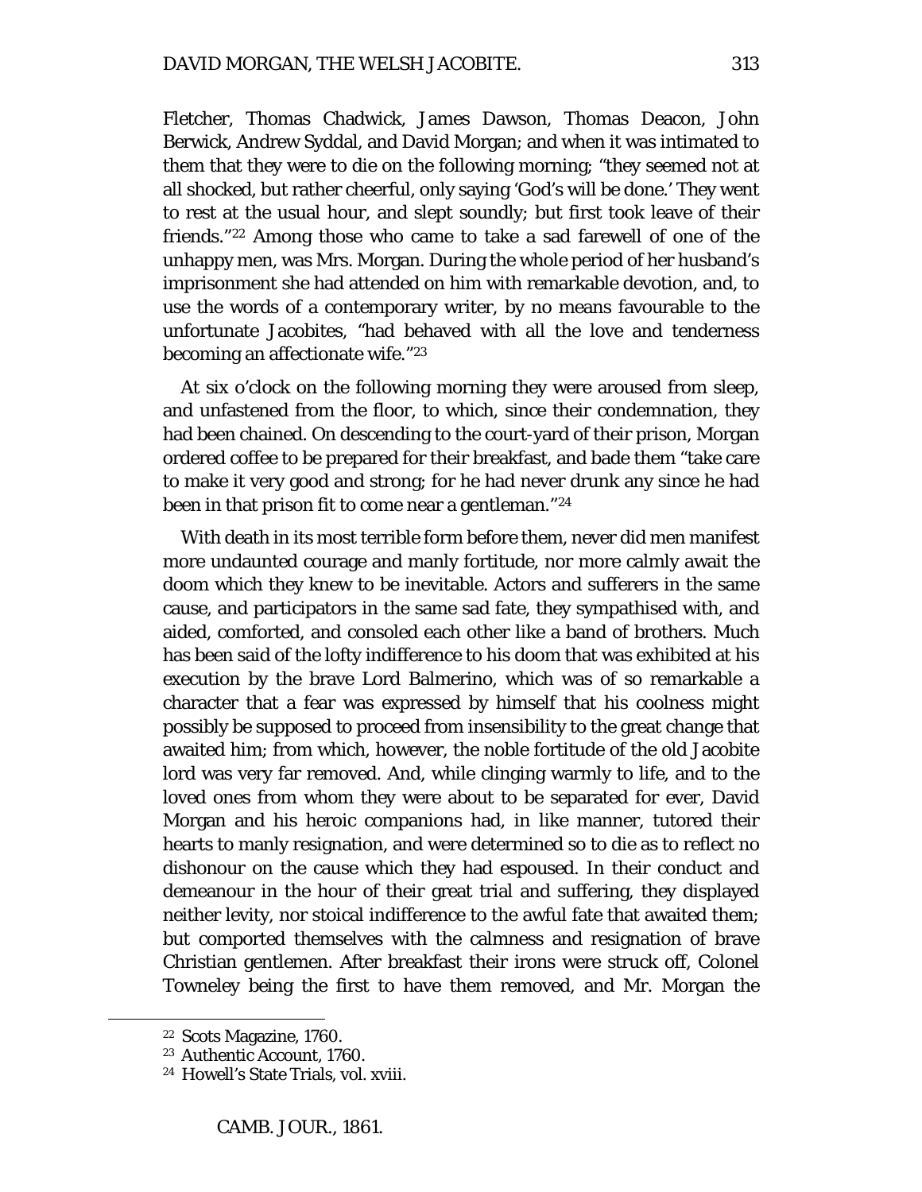Fletcher, Thomas Chadwick, James Dawson, Thomas Deacon, John Berwick, Andrew Syddal, and David Morgan; and when it was intimated to them that they were to die on the following morning; "they seemed not at all shocked, but rather cheerful, only saying 'God's will be done.' They went to rest at the usual hour, and slept soundly; but first took leave of their friends."[22] Among those who came to take a sad farewell of one of the unhappy men, was Mrs. Morgan. During the whole period of her husband's imprisonment she had attended on him with remarkable devotion, and, to use the words of a contemporary writer, by no means favourable to the unfortunate Jacobites, "had behaved with all the love and tenderness becoming an affectionate wife."[23]

At six o'clock on the following morning they were aroused from sleep, and unfastened from the floor, to which, since their condemnation, they had been chained. On descending to the court-yard of their prison, Morgan ordered coffee to be prepared for their breakfast, and bade them "take care to make it very good and strong; for he had never drunk any since he had been in that prison fit to come near a gentleman."[24]

With death in its most terrible form before them, never did men manifest more undaunted courage and manly fortitude, nor more calmly await the doom which they knew to be inevitable. Actors and sufferers in the same cause, and participators in the same sad fate, they sympathised with, and aided, comforted, and consoled each other like a band of brothers. Much has been said of the lofty indifference to his doom that was exhibited at his execution by the brave Lord Balmerino, which was of so remarkable a character that a fear was expressed by himself that his coolness might possibly be supposed to proceed from insensibility to the great change that awaited him; from which, however, the noble fortitude of the old Jacobite lord was very far removed. And, while clinging warmly to life, and to the loved ones from whom they were about to be separated for ever, David Morgan and his heroic companions had, in like manner, tutored their hearts to manly resignation, and were determined so to die as to reflect no dishonour on the cause which they had espoused. In their conduct and demeanour in the hour of their great trial and suffering, they displayed neither levity, nor stoical indifference to the awful fate that awaited them; but comported themselves with the calmness and resignation of brave Christian gentlemen. After breakfast their irons were struck off, Colonel Towneley being the first to have them removed, and Mr. Morgan the

---

[22] Scots Magazine, 1760.

[23] Authentic Account, 1760.

[24] Howell's State Trials, vol. xviii.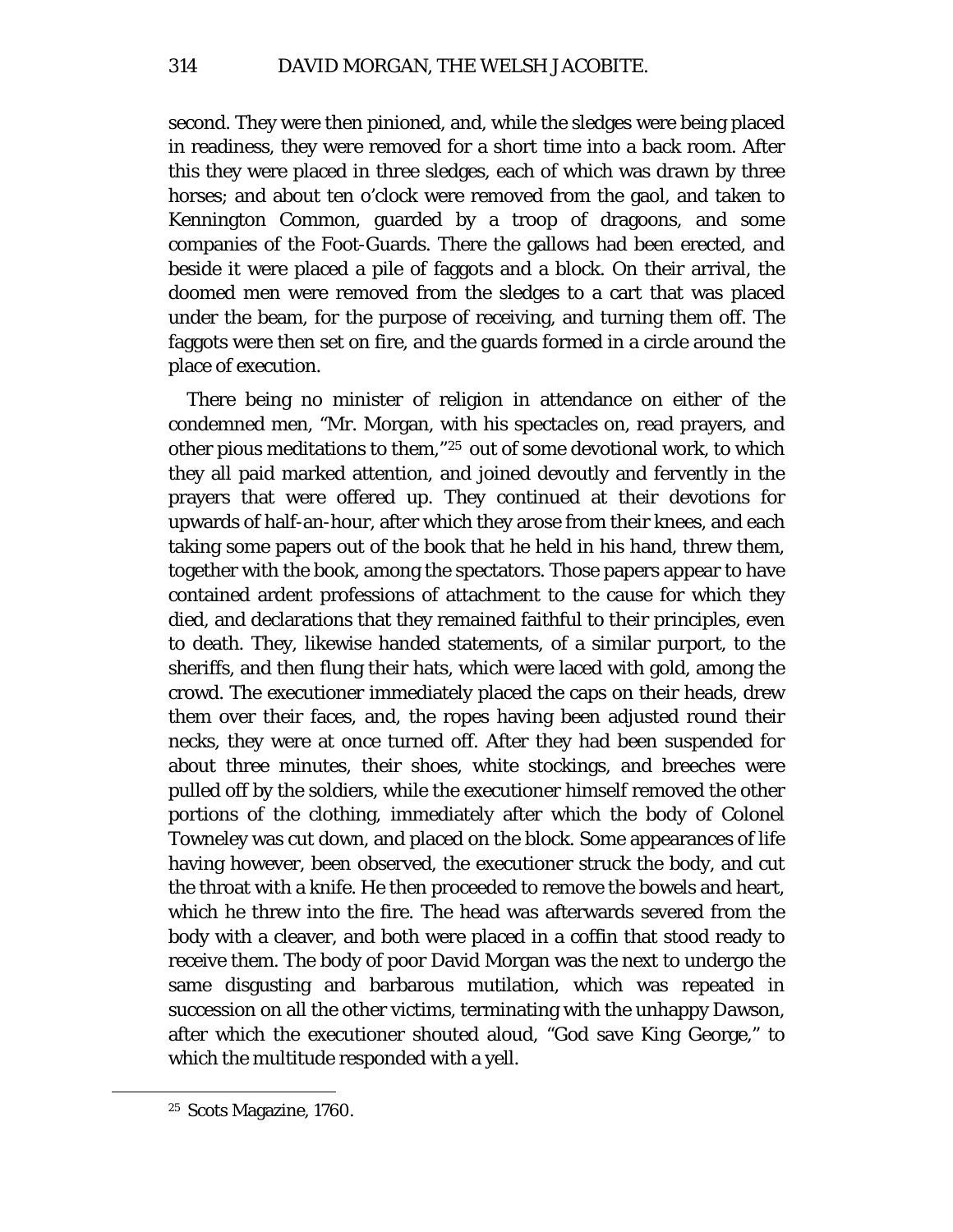second. They were then pinioned, and, while the sledges were being placed in readiness, they were removed for a short time into a back room. After this they were placed in three sledges, each of which was drawn by three horses; and about ten o'clock were removed from the gaol, and taken to Kennington Common, guarded by a troop of dragoons, and some companies of the Foot-Guards. There the gallows had been erected, and beside it were placed a pile of faggots and a block. On their arrival, the doomed men were removed from the sledges to a cart that was placed under the beam, for the purpose of receiving, and turning them off. The faggots were then set on fire, and the guards formed in a circle around the place of execution.

There being no minister of religion in attendance on either of the condemned men, "Mr. Morgan, with his spectacles on, read prayers, and other pious meditations to them,"[25] out of some devotional work, to which they all paid marked attention, and joined devoutly and fervently in the prayers that were offered up. They continued at their devotions for upwards of half-an-hour, after which they arose from their knees, and each taking some papers out of the book that he held in his hand, threw them, together with the book, among the spectators. Those papers appear to have contained ardent professions of attachment to the cause for which they died, and declarations that they remained faithful to their principles, even to death. They, likewise handed statements, of a similar purport, to the sheriffs, and then flung their hats, which were laced with gold, among the crowd. The executioner immediately placed the caps on their heads, drew them over their faces, and, the ropes having been adjusted round their necks, they were at once turned off. After they had been suspended for about three minutes, their shoes, white stockings, and breeches were pulled off by the soldiers, while the executioner himself removed the other portions of the clothing, immediately after which the body of Colonel Towneley was cut down, and placed on the block. Some appearances of life having however, been observed, the executioner struck the body, and cut the throat with a knife. He then proceeded to remove the bowels and heart, which he threw into the fire. The head was afterwards severed from the body with a cleaver, and both were placed in a coffin that stood ready to receive them. The body of poor David Morgan was the next to undergo the same disgusting and barbarous mutilation, which was repeated in succession on all the other victims, terminating with the unhappy Dawson, after which the executioner shouted aloud, "God save King George," to which the multitude responded with a yell.

[25] Scots Magazine, 1760.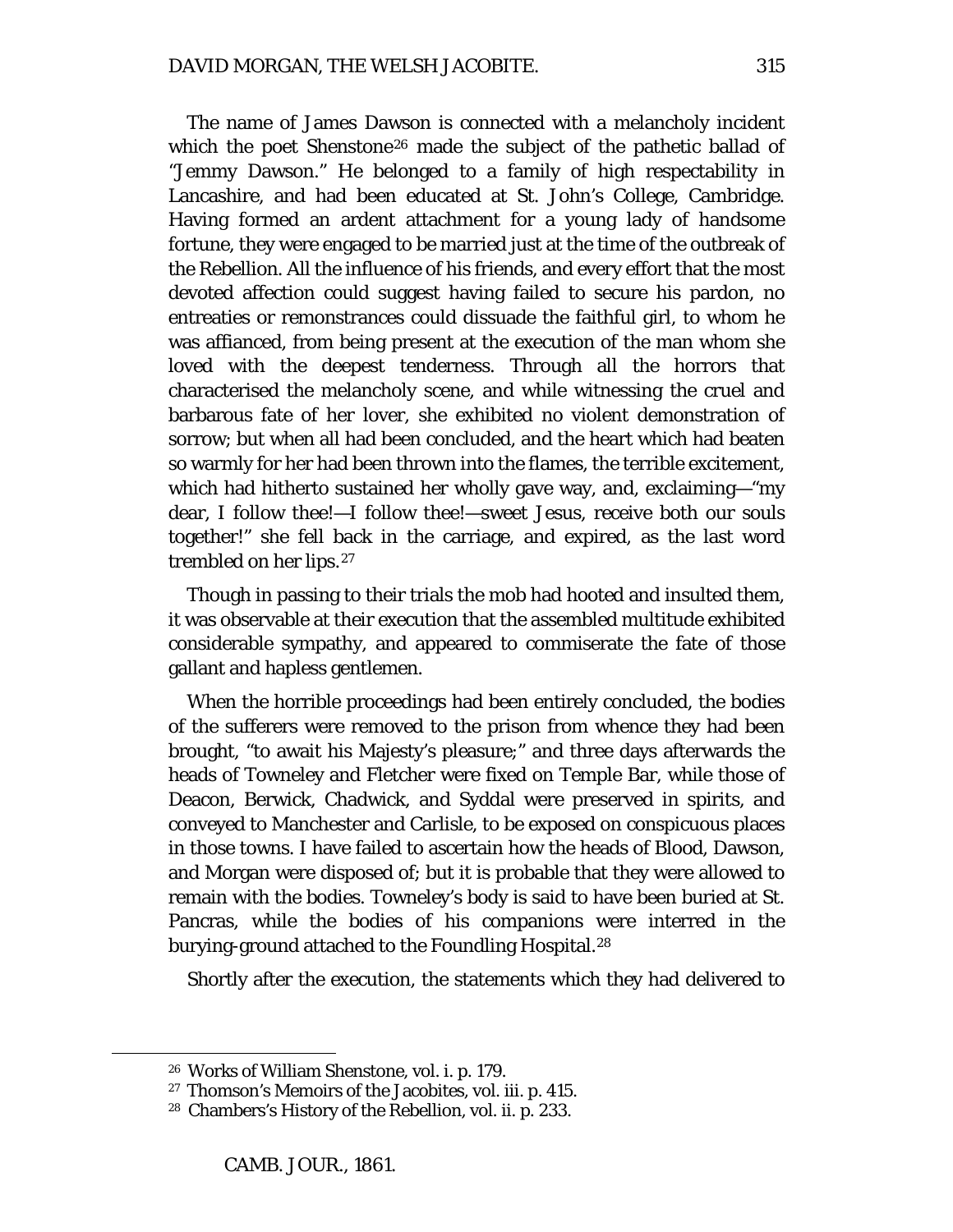The name of James Dawson is connected with a melancholy incident which the poet Shenstone[26] made the subject of the pathetic ballad of "Jemmy Dawson." He belonged to a family of high respectability in Lancashire, and had been educated at St. John's College, Cambridge. Having formed an ardent attachment for a young lady of handsome fortune, they were engaged to be married just at the time of the outbreak of the Rebellion. All the influence of his friends, and every effort that the most devoted affection could suggest having failed to secure his pardon, no entreaties or remonstrances could dissuade the faithful girl, to whom he was affianced, from being present at the execution of the man whom she loved with the deepest tenderness. Through all the horrors that characterised the melancholy scene, and while witnessing the cruel and barbarous fate of her lover, she exhibited no violent demonstration of sorrow; but when all had been concluded, and the heart which had beaten so warmly for her had been thrown into the flames, the terrible excitement, which had hitherto sustained her wholly gave way, and, exclaiming—"my dear, I follow thee!—I follow thee!—sweet Jesus, receive both our souls together!" she fell back in the carriage, and expired, as the last word trembled on her lips.[27]

Though in passing to their trials the mob had hooted and insulted them, it was observable at their execution that the assembled multitude exhibited considerable sympathy, and appeared to commiserate the fate of those gallant and hapless gentlemen.

When the horrible proceedings had been entirely concluded, the bodies of the sufferers were removed to the prison from whence they had been brought, "to await his Majesty's pleasure;" and three days afterwards the heads of Towneley and Fletcher were fixed on Temple Bar, while those of Deacon, Berwick, Chadwick, and Syddal were preserved in spirits, and conveyed to Manchester and Carlisle, to be exposed on conspicuous places in those towns. I have failed to ascertain how the heads of Blood, Dawson, and Morgan were disposed of; but it is probable that they were allowed to remain with the bodies. Towneley's body is said to have been buried at St. Pancras, while the bodies of his companions were interred in the burying-ground attached to the Foundling Hospital.[28]

Shortly after the execution, the statements which they had delivered to

---

[26] Works of William Shenstone, vol. i. p. 179.

[27] Thomson's Memoirs of the Jacobites, vol. iii. p. 415.

[28] Chambers's History of the Rebellion, vol. ii. p. 233.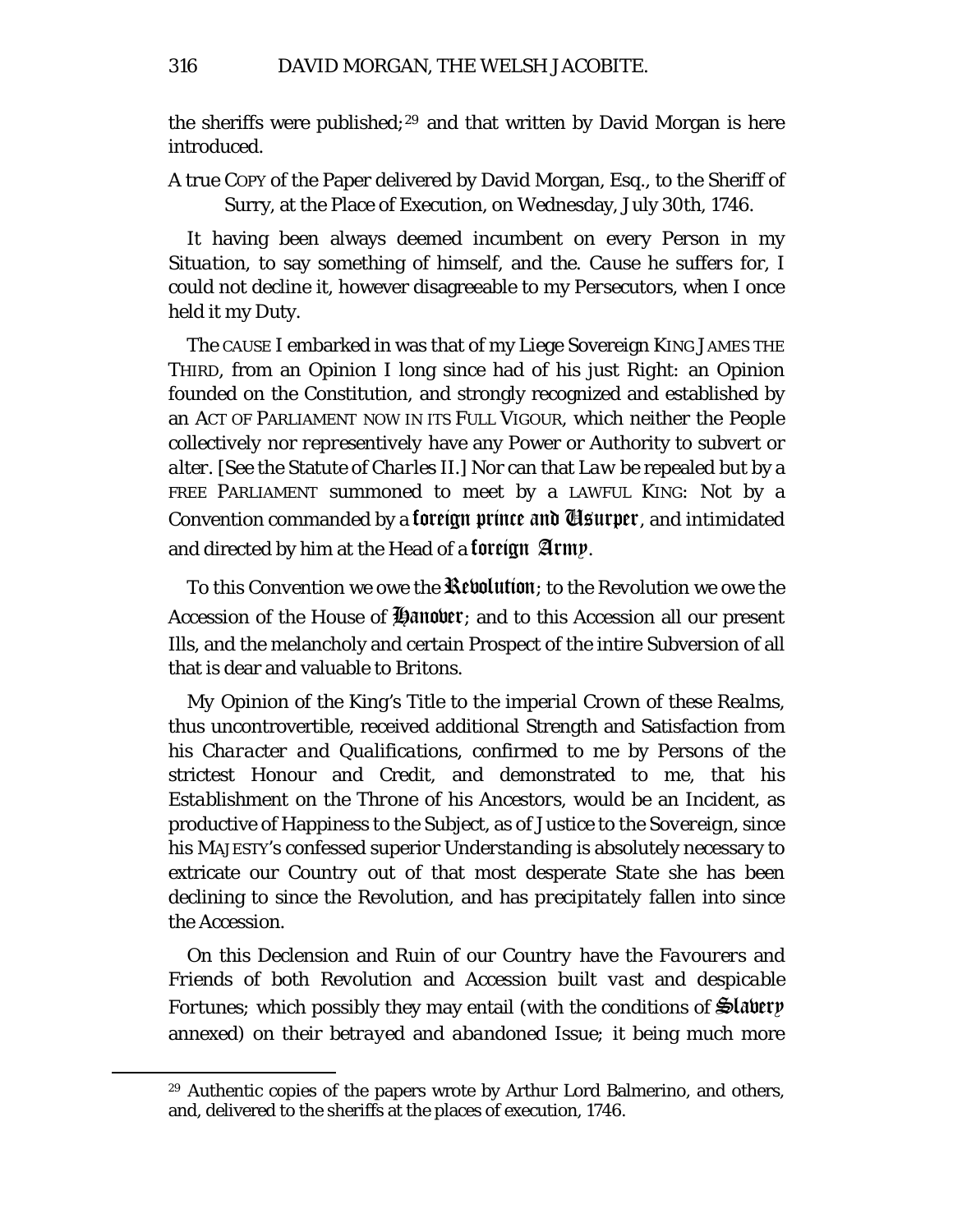the sheriffs were published;[29] and that written by David Morgan is here introduced.

A true COPY of the Paper delivered by David Morgan, Esq., to the Sheriff of Surry, at the Place of Execution, on Wednesday, July 30th, 1746.

*It* having been always deemed incumbent on every Person in my *Situation*, to say something of himself, and the. *Cause he suffers for*, I could not decline it, however disagreeable to my *Persecutors*, when I once held it my Duty.

The CAUSE I embarked in was that of my *Liege Sovereign* KING JAMES THE THIRD, from an Opinion I long since had of his just Right: an Opinion founded on the Constitution, and strongly recognized and established by an ACT OF PARLIAMENT NOW IN ITS FULL VIGOUR, which neither the People *collectively nor representively* have any *Power* or *Authority* to *subvert* or *alter*. [*See the Statute of Charles II.*] *Nor can that Law be repealed but by a* FREE PARLIAMENT summoned to meet by a LAWFUL KING: Not by a Convention commanded by a **foreign prince and Usurper**, and intimidated and directed by him at the Head of a **foreign Army**.

To this Convention we owe the **Revolution**; to the Revolution we owe the Accession of the House of **Hanover**; and to this Accession all our present Ills, and the melancholy and certain Prospect of the intire Subversion of all that is dear and valuable to *Britons*.

My Opinion of the *King's Title to the imperial Crown of these Realms*, thus uncontrovertible, received additional Strength and Satisfaction from his *Character and Qualifications*, confirmed to me by Persons of the strictest Honour and Credit, and demonstrated to me, that his *Establishment on the Throne of his Ancestors*, would be an *Incident*, as productive of Happiness to the Subject, as of *Justice* to the *Sovereign*, since his MAJESTY'S confessed *superior Understanding* is absolutely necessary to extricate our *Country* out of that most *desperate State* she has been declining to since the Revolution, and has *precipitately* fallen into since the Accession.

On this *Declension and Ruin of our Country* have the *Favourers* and *Friends* of both *Revolution* and *Accession* built *vast* and *despicable* Fortunes; which possibly they may entail (with the conditions of **Slavery** annexed) on their *betrayed* and *abandoned Issue*; it being much more

[29] Authentic copies of the papers wrote by Arthur Lord Balmerino, and others, and, delivered to the sheriffs at the places of execution, 1746.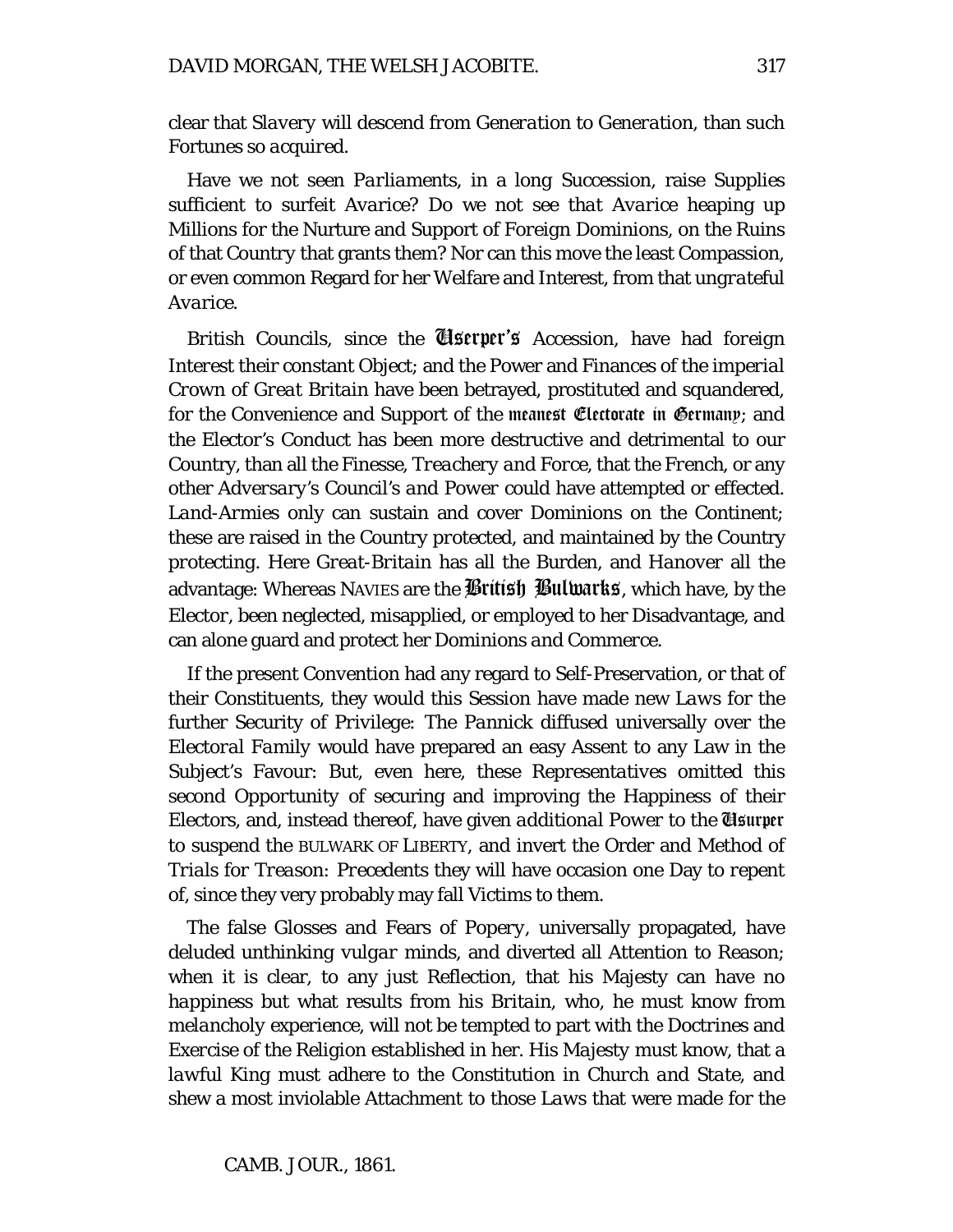clear that *Slavery will descend from Generation to Generation*, than such *Fortunes so acquired*.

Have we not seen *Parliaments*, in a long *Succession*, raise Supplies sufficient to surfeit *Avarice*? Do we not see *that Avarice* heaping up Millions for the Nurture and Support of Foreign Dominions, on the Ruins of that *Country* that grants them? Nor can this move the least Compassion, or even common Regard for her Welfare and Interest, from that *ungrateful Avarice*.

British Councils, since the **Userper's** Accession, have had *foreign* Interest their constant *Object*; and the Power and Finances of the *imperial* Crown of *Great Britain* have been betrayed, prostituted and squandered, for the Convenience and Support of the **meanest Electorate in Germany**; and the Elector's Conduct has been more destructive and detrimental to our Country, than all the *Finesse, Treachery and Force*, that the *French*, or any other *Adversary's Council's and Power* could have attempted or effected. *Land-Armies* only can sustain and cover Dominions on the Continent; these are raised in the Country *protected*, and maintained by the Country *protecting*. Here *Great-Britain* has all the Burden, and *Hanover* all the advantage: Whereas NAVIES are the **British Bulwarks**, which have, by the *Elector*, been neglected, misapplied, or employed to her Disadvantage, and can alone guard and protect her *Dominions and Commerce*.

If the present Convention had any regard to Self-Preservation, or that of their Constituents, they would this Session have made new *Laws* for the further Security of Privilege: The *Pannick* diffused universally over the *Electoral Family* would have prepared an easy Assent to any Law in the Subject's Favour: But, even here, these *Representatives* omitted this second Opportunity of securing and improving the Happiness of their Electors, and, instead thereof, have given *additional* Power to the **Usurper** to suspend the BULWARK OF LIBERTY, and invert the Order and Method of *Trials for Treason: Precedents* they will have occasion one Day to repent of, since they very probably may fall Victims to them.

The false Glosses and Fears of *Popery*, universally propagated, have deluded unthinking *vulgar* minds, and diverted all Attention to Reason; when it is clear, to any just Reflection, that his Majesty can have no *happiness* but what results from his *Britain*, who, he must know from *melancholy* experience, will not be tempted to part with the Doctrines and Exercise of the Religion established in her. His Majesty must know, that a *lawful King* must adhere to the *Constitution in Church and State*, and shew a most inviolable Attachment to those *Laws* that were made for the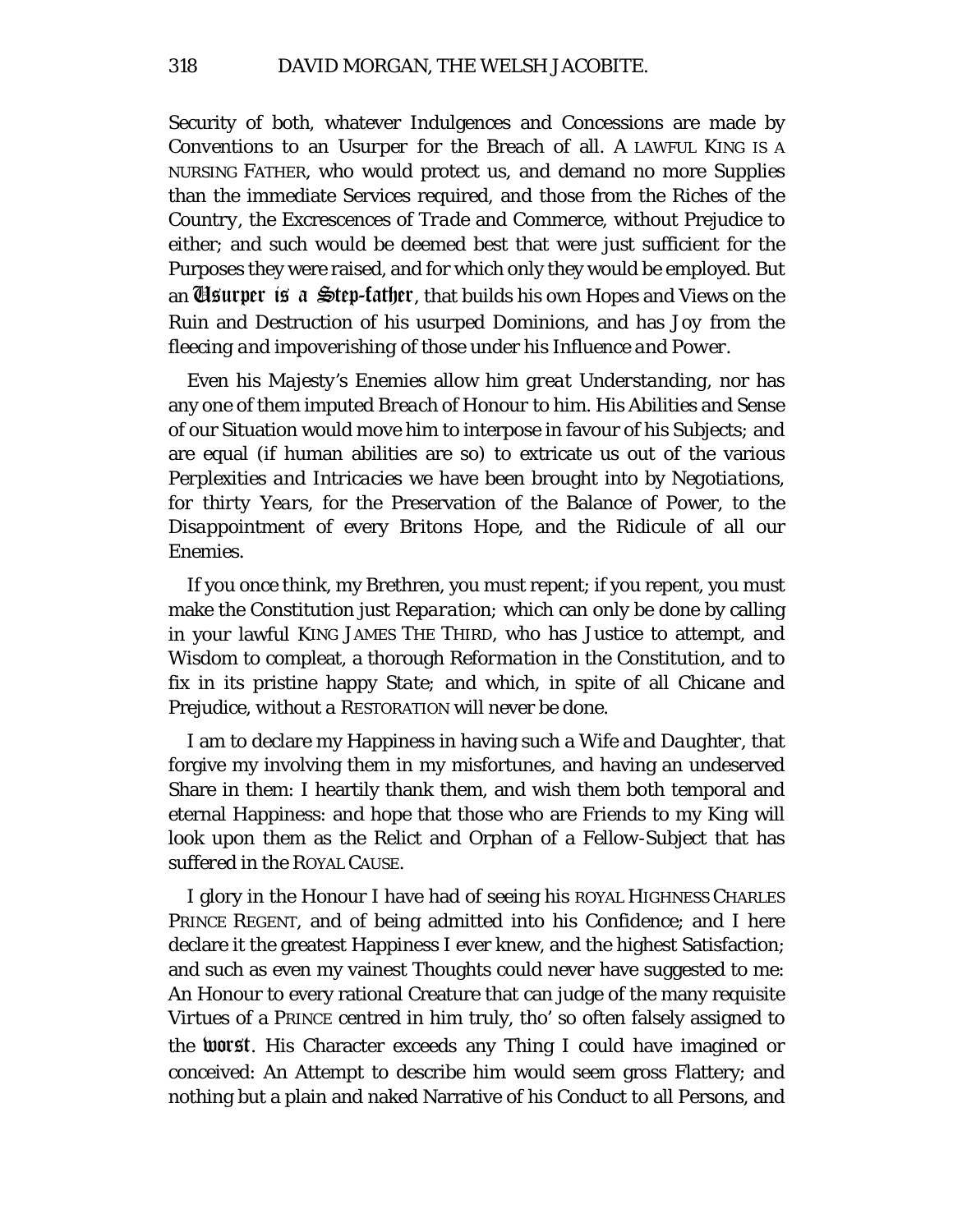Security of both, whatever Indulgences and Concessions are made by Conventions to an Usurper for the Breach of all. A LAWFUL KING IS A NURSING FATHER, who would protect us, and demand no more Supplies than the immediate Services required, and those from the Riches of the *Country*, the Excrescences of *Trade* and *Commerce*, without Prejudice to either; and such would be deemed best that were just sufficient for the Purposes they were raised, and for which only they would be employed. But an **Usurper is a Step-father**, that builds his own Hopes and Views on the Ruin and Destruction of his usurped Dominions, and has Joy from the *fleecing and impoverishing* of those under his *Influence and Power*.

Even his Majesty's Enemies allow him *great Understanding*, nor has any one of them imputed *Breach of Honour* to him. His Abilities and Sense of our Situation would move him to interpose in favour of his Subjects; and are equal (if human abilities are so) to extricate us out of the various *Perplexities and Intricacies* we have been brought into by *Negotiations*, for *thirty Years*, for the Preservation of the Balance of Power, to the Disappointment of every Britons Hope, and the Ridicule of all our Enemies.

If you once think, my Brethren, you must repent; if you repent, you must make the Constitution just *Reparation*; which can only be done by calling in your lawful KING JAMES THE THIRD, who has Justice to attempt, and Wisdom to compleat, a thorough *Reformation* in the Constitution, and to fix in its pristine happy *State*; and which, in spite of all Chicane and Prejudice, without a RESTORATION will never be done.

I am to declare my Happiness in having such a *Wife and Daughter*, that forgive my involving them in my misfortunes, and having an undeserved Share in them: I heartily thank them, and wish them both temporal and eternal Happiness: and hope that those who are Friends to my King will look upon them as the Relict and Orphan of a Fellow-Subject that has *suffered* in the ROYAL CAUSE.

I glory in the Honour I have had of seeing his ROYAL HIGHNESS CHARLES PRINCE REGENT, and of being admitted into his Confidence; and I here declare it the greatest Happiness I ever knew, and the highest Satisfaction; and such as even my vainest Thoughts could never have suggested to me: An Honour to every rational Creature that can judge of the many requisite Virtues of a PRINCE centred in him truly, tho' so often falsely assigned to the **worst**. His Character exceeds any Thing I could have imagined or conceived: An Attempt to describe him would seem gross Flattery; and nothing but a plain and naked Narrative of his Conduct to all Persons, and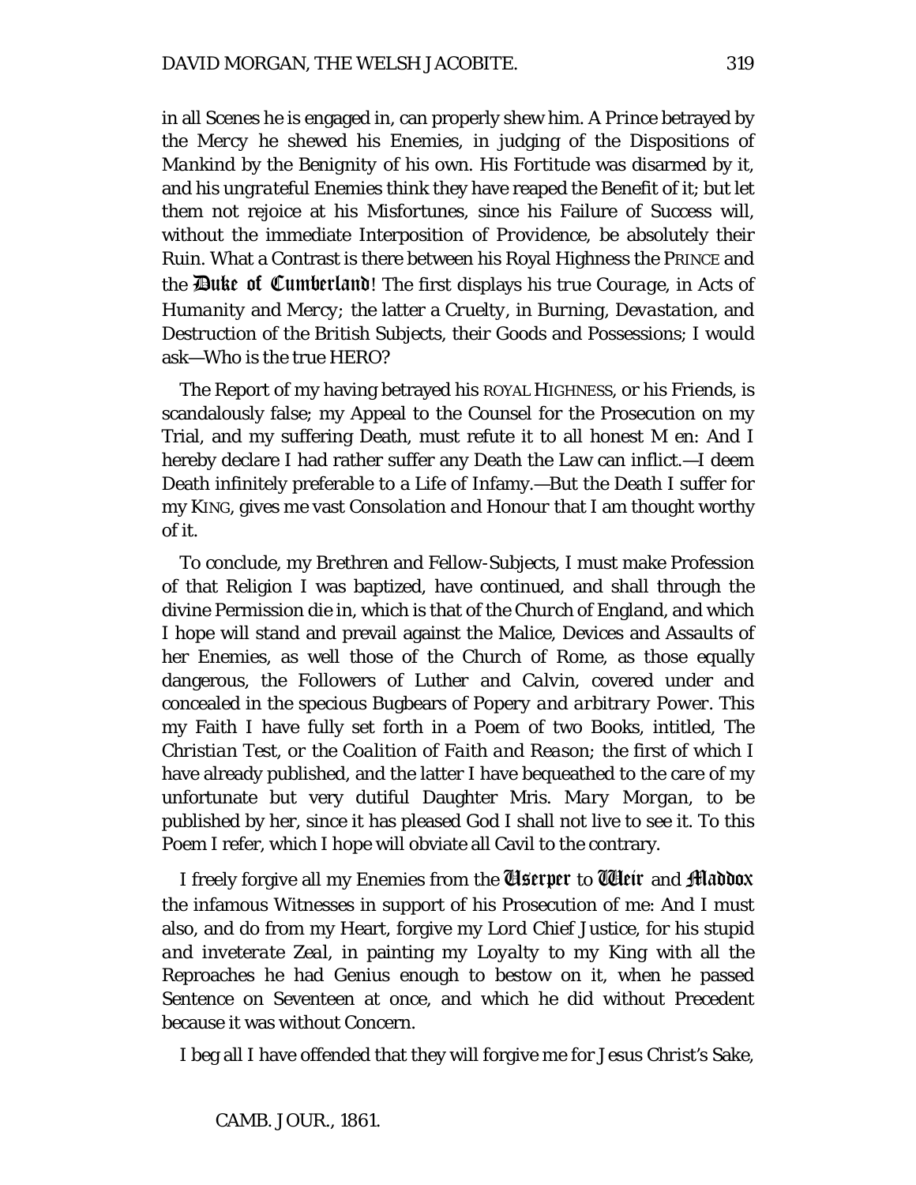in all Scenes he is engaged in, can properly shew him. A *Prince* betrayed by the *Mercy* he shewed his Enemies, in judging of the Dispositions of Mankind by the Benignity of his own. His Fortitude was disarmed by it, and his *ungrateful* Enemies think they have reaped the Benefit of it; but let them not rejoice at his Misfortunes, since his Failure of Success will, without the immediate Interposition of Providence, be absolutely their Ruin. What a Contrast is there between his Royal Highness the PRINCE and the **Duke of Cumberland**! The first displays his *true Courage*, in Acts of *Humanity* and *Mercy*; the latter a *Cruelty*, in *Burning*, *Devastation*, and *Destruction* of the *British* Subjects, their Goods and Possessions; I would ask—Who is the true HERO?

The Report of my having betrayed his ROYAL HIGHNESS, or his Friends, is scandalously false; my Appeal to the Counsel for the Prosecution on my Trial, and my suffering Death, must refute it to all honest M en: And I hereby declare I had rather suffer any Death the Law can inflict.—I deem Death infinitely preferable to a Life of Infamy.—But the Death I suffer for my KING, gives me vast *Consolation and* Honour that I am thought worthy of it.

To conclude, my Brethren and Fellow-Subjects, I must make Profession of that Religion I was baptized, have continued, and shall through the divine Permission die in, which is that of the Church of England, and which I hope will stand and prevail against the Malice, Devices and Assaults of her Enemies, as well those of the Church of Rome, as those equally dangerous, the Followers of *Luther* and *Calvin*, covered under and concealed in the specious Bugbears of *Popery and arbitrary Power*. This my Faith I have fully set forth in a Poem of two Books, intitled, *The Christian Test, or the Coalition of Faith and Reason*; the first of which I have already published, and the latter I have bequeathed to the care of my unfortunate but very dutiful Daughter Mris. *Mary Morgan*, to be published by her, since it has pleased God I shall not live to see it. To this Poem I refer, which I hope will obviate all Cavil to the contrary.

I freely forgive all my Enemies from the **Userper** to **Weir** and **Maddox** the infamous Witnesses in support of his Prosecution of me: And I must also, and do from my Heart, forgive my *Lord Chief Justice*, for his *stupid and inveterate Zeal*, in painting my *Loyalty* to my *King* with all the Reproaches he had Genius enough to bestow on it, when he passed Sentence on Seventeen at once, and which he did without Precedent because it was without Concern.

I beg all I have offended that they will forgive me for Jesus Christ's Sake,

CAMB. JOUR., 1861.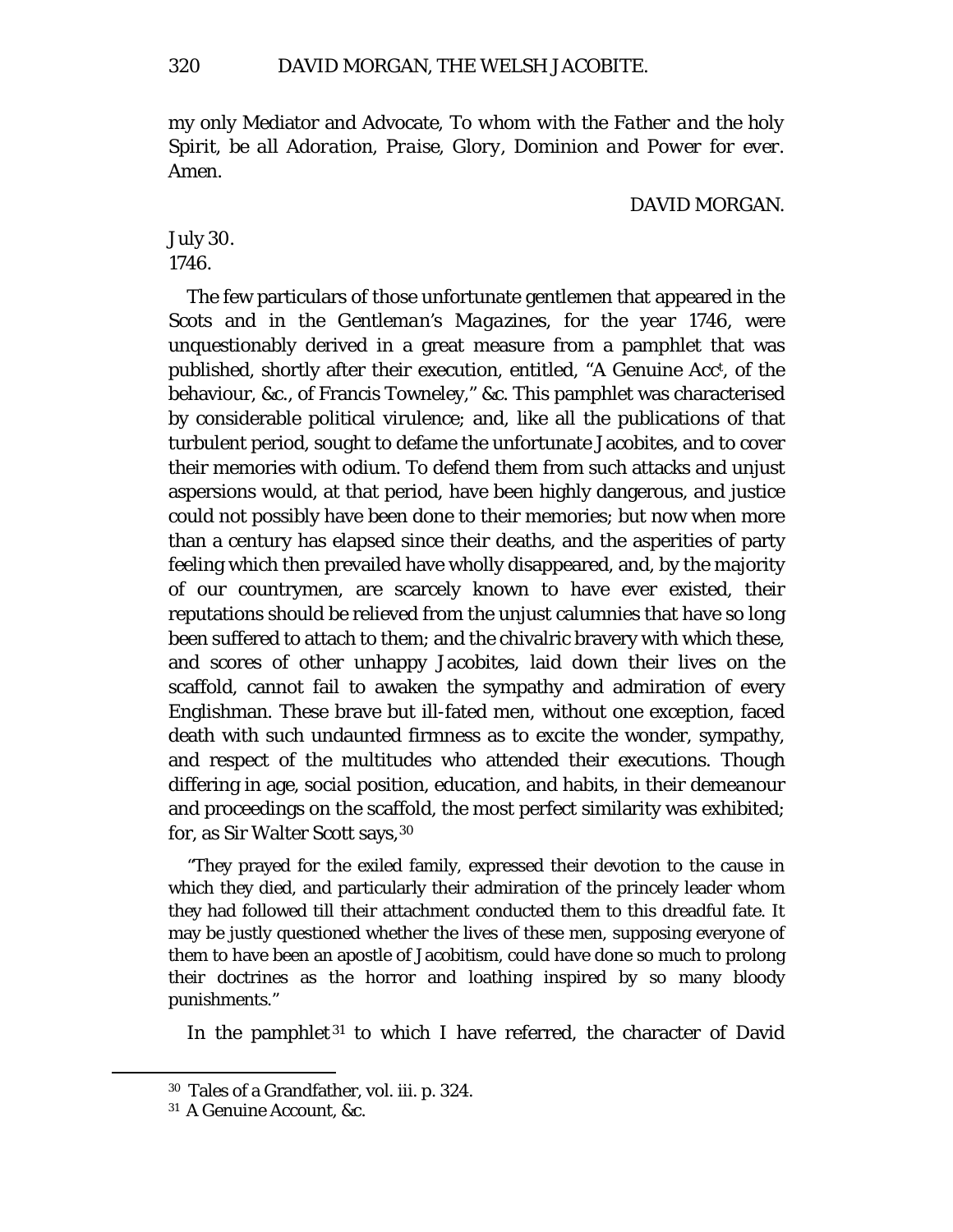my only Mediator and Advocate, To whom with *the Father and the holy Spirit, be all Adoration, Praise, Glory, Dominion and Power for ever*. Amen.

DAVID MORGAN.

July 30.
1746.

The few particulars of those unfortunate gentlemen that appeared in the *Scots* and in the *Gentleman's Magazines*, for the year 1746, were unquestionably derived in a great measure from a pamphlet that was published, shortly after their execution, entitled, "A Genuine Acct, of the behaviour, &c., of Francis Towneley," &c. This pamphlet was characterised by considerable political virulence; and, like all the publications of that turbulent period, sought to defame the unfortunate Jacobites, and to cover their memories with odium. To defend them from such attacks and unjust aspersions would, at that period, have been highly dangerous, and justice could not possibly have been done to their memories; but now when more than a century has elapsed since their deaths, and the asperities of party feeling which then prevailed have wholly disappeared, and, by the majority of our countrymen, are scarcely known to have ever existed, their reputations should be relieved from the unjust calumnies that have so long been suffered to attach to them; and the chivalric bravery with which these, and scores of other unhappy Jacobites, laid down their lives on the scaffold, cannot fail to awaken the sympathy and admiration of every Englishman. These brave but ill-fated men, without one exception, faced death with such undaunted firmness as to excite the wonder, sympathy, and respect of the multitudes who attended their executions. Though differing in age, social position, education, and habits, in their demeanour and proceedings on the scaffold, the most perfect similarity was exhibited; for, as Sir Walter Scott says,[30]

> "They prayed for the exiled family, expressed their devotion to the cause in which they died, and particularly their admiration of the princely leader whom they had followed till their attachment conducted them to this dreadful fate. It may be justly questioned whether the lives of these men, supposing everyone of them to have been an apostle of Jacobitism, could have done so much to prolong their doctrines as the horror and loathing inspired by so many bloody punishments."

In the pamphlet[31] to which I have referred, the character of David

---

[30] Tales of a Grandfather, vol. iii. p. 324.

[31] A Genuine Account, &c.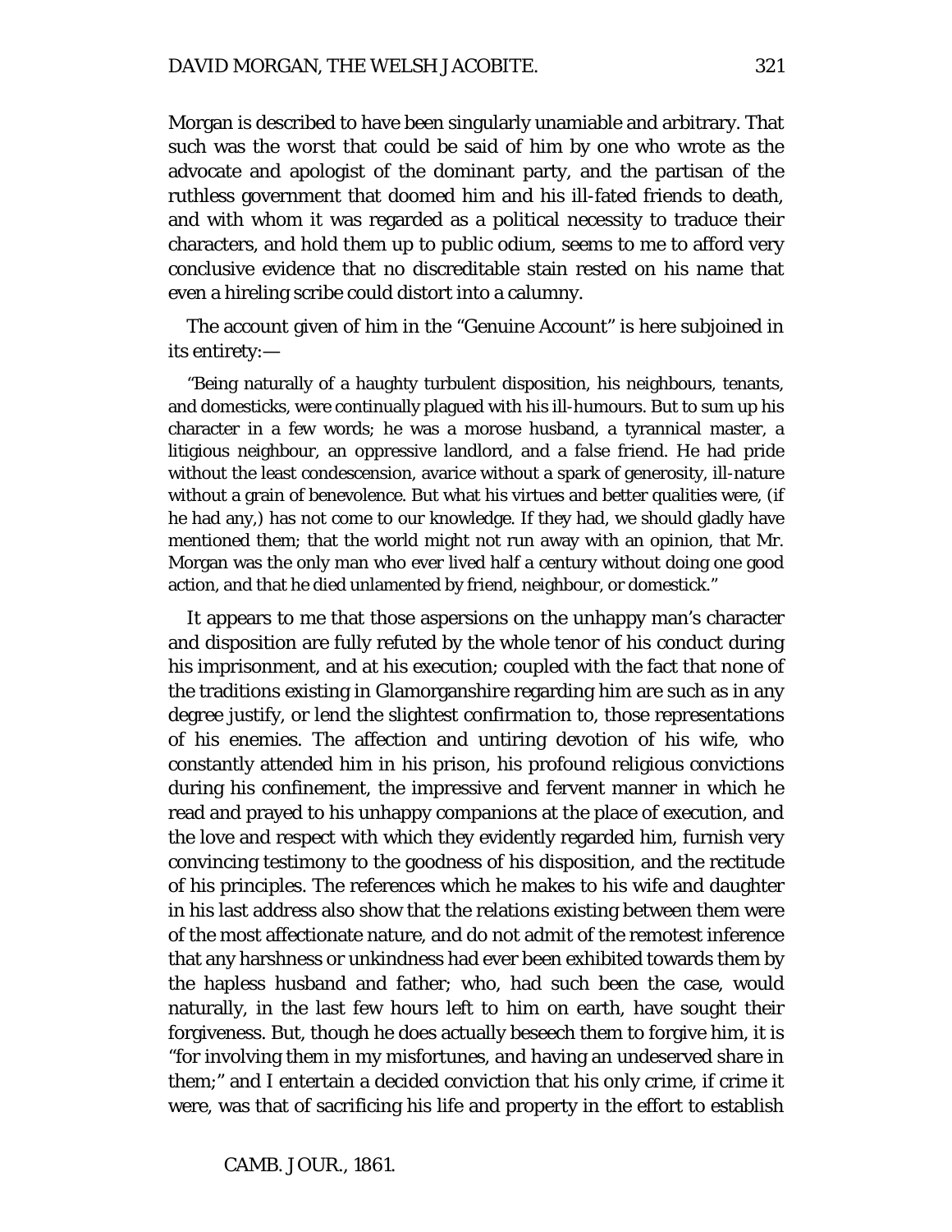Morgan is described to have been singularly unamiable and arbitrary. That such was the worst that could be said of him by one who wrote as the advocate and apologist of the dominant party, and the partisan of the ruthless government that doomed him and his ill-fated friends to death, and with whom it was regarded as a political necessity to traduce their characters, and hold them up to public odium, seems to me to afford very conclusive evidence that no discreditable stain rested on his name that even a hireling scribe could distort into a calumny.

The account given of him in the "Genuine Account" is here subjoined in its entirety:—

> "Being naturally of a haughty turbulent disposition, his neighbours, tenants, and domesticks, were continually plagued with his ill-humours. But to sum up his character in a few words; he was a morose husband, a tyrannical master, a litigious neighbour, an oppressive landlord, and a false friend. He had pride without the least condescension, avarice without a spark of generosity, ill-nature without a grain of benevolence. But what his virtues and better qualities were, (if he had any,) has not come to our knowledge. If they had, we should gladly have mentioned them; that the world might not run away with an opinion, that Mr. Morgan was the only man who ever lived half a century without doing one good action, and that he died unlamented by friend, neighbour, or domestick."

It appears to me that those aspersions on the unhappy man's character and disposition are fully refuted by the whole tenor of his conduct during his imprisonment, and at his execution; coupled with the fact that none of the traditions existing in Glamorganshire regarding him are such as in any degree justify, or lend the slightest confirmation to, those representations of his enemies. The affection and untiring devotion of his wife, who constantly attended him in his prison, his profound religious convictions during his confinement, the impressive and fervent manner in which he read and prayed to his unhappy companions at the place of execution, and the love and respect with which they evidently regarded him, furnish very convincing testimony to the goodness of his disposition, and the rectitude of his principles. The references which he makes to his wife and daughter in his last address also show that the relations existing between them were of the most affectionate nature, and do not admit of the remotest inference that any harshness or unkindness had ever been exhibited towards them by the hapless husband and father; who, had such been the case, would naturally, in the last few hours left to him on earth, have sought their forgiveness. But, though he does actually beseech them to forgive him, it is "for involving them in my misfortunes, and having an undeserved share in them;" and I entertain a decided conviction that his only crime, if crime it were, was that of sacrificing his life and property in the effort to establish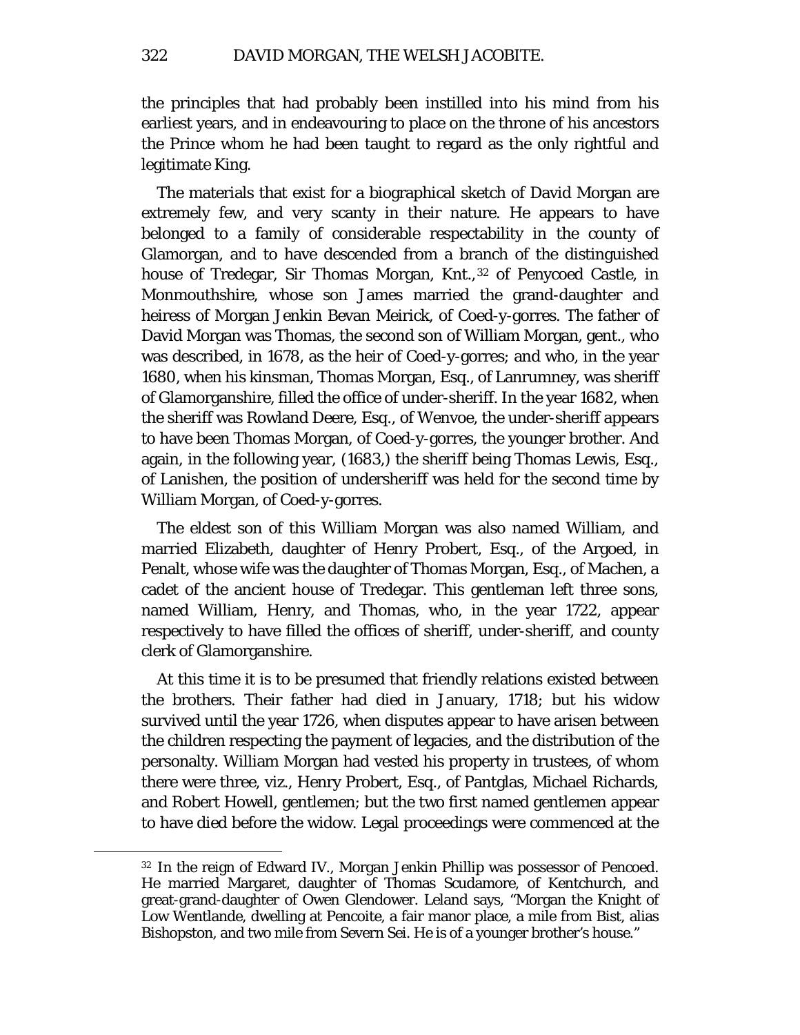the principles that had probably been instilled into his mind from his earliest years, and in endeavouring to place on the throne of his ancestors the Prince whom he had been taught to regard as the only rightful and legitimate King.

The materials that exist for a biographical sketch of David Morgan are extremely few, and very scanty in their nature. He appears to have belonged to a family of considerable respectability in the county of Glamorgan, and to have descended from a branch of the distinguished house of Tredegar, Sir Thomas Morgan, Knt.,[32] of Penycoed Castle, in Monmouthshire, whose son James married the grand-daughter and heiress of Morgan Jenkin Bevan Meirick, of Coed-y-gorres. The father of David Morgan was Thomas, the second son of William Morgan, gent., who was described, in 1678, as the heir of Coed-y-gorres; and who, in the year 1680, when his kinsman, Thomas Morgan, Esq., of Lanrumney, was sheriff of Glamorganshire, filled the office of under-sheriff. In the year 1682, when the sheriff was Rowland Deere, Esq., of Wenvoe, the under-sheriff appears to have been Thomas Morgan, of Coed-y-gorres, the younger brother. And again, in the following year, (1683,) the sheriff being Thomas Lewis, Esq., of Lanishen, the position of undersheriff was held for the second time by William Morgan, of Coed-y-gorres.

The eldest son of this William Morgan was also named William, and married Elizabeth, daughter of Henry Probert, Esq., of the Argoed, in Penalt, whose wife was the daughter of Thomas Morgan, Esq., of Machen, a cadet of the ancient house of Tredegar. This gentleman left three sons, named William, Henry, and Thomas, who, in the year 1722, appear respectively to have filled the offices of sheriff, under-sheriff, and county clerk of Glamorganshire.

At this time it is to be presumed that friendly relations existed between the brothers. Their father had died in January, 1718; but his widow survived until the year 1726, when disputes appear to have arisen between the children respecting the payment of legacies, and the distribution of the personalty. William Morgan had vested his property in trustees, of whom there were three, viz., Henry Probert, Esq., of Pantglas, Michael Richards, and Robert Howell, gentlemen; but the two first named gentlemen appear to have died before the widow. Legal proceedings were commenced at the

---

[32] In the reign of Edward IV., Morgan Jenkin Phillip was possessor of Pencoed. He married Margaret, daughter of Thomas Scudamore, of Kentchurch, and great-grand-daughter of Owen Glendower. Leland says, "Morgan the Knight of Low Wentlande, dwelling at Pencoite, a fair manor place, a mile from Bist, alias Bishopston, and two mile from Severn Sei. He is of a younger brother's house."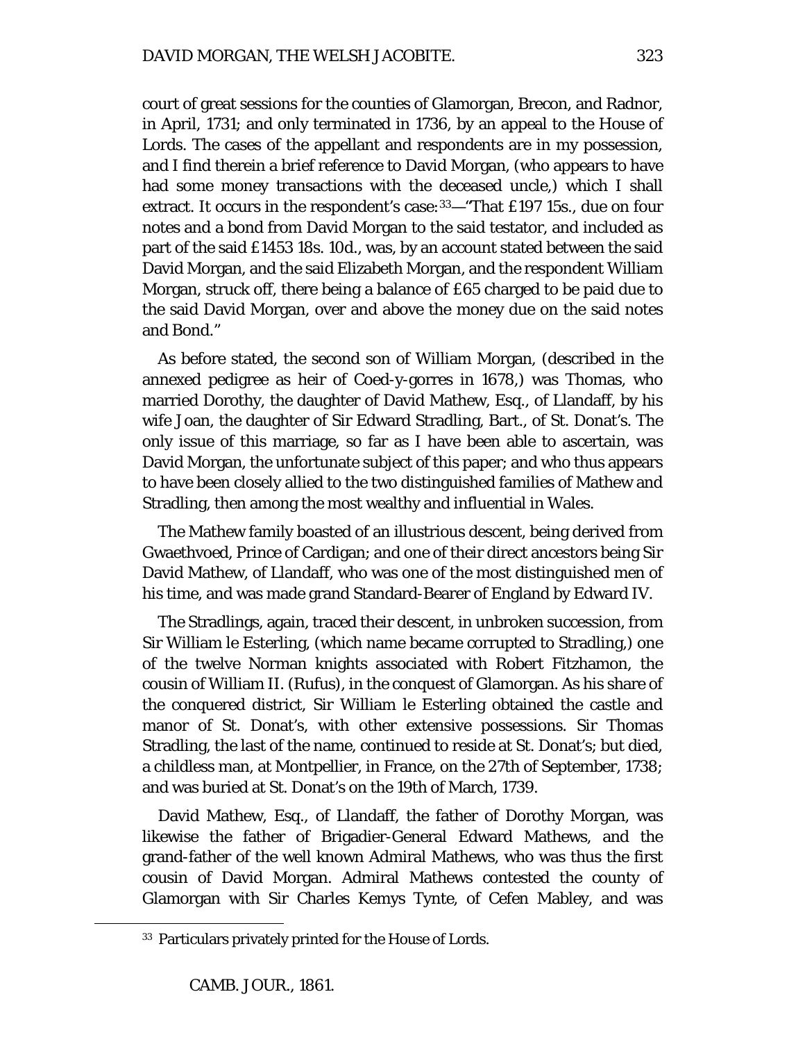court of great sessions for the counties of Glamorgan, Brecon, and Radnor, in April, 1731; and only terminated in 1736, by an appeal to the House of Lords. The cases of the appellant and respondents are in my possession, and I find therein a brief reference to David Morgan, (who appears to have had some money transactions with the deceased uncle,) which I shall extract. It occurs in the respondent's case:[33]—"That £197 15s., due on four notes and a bond from David Morgan to the said testator, and included as part of the said £1453 18s. 10d., was, by an account stated between the said David Morgan, and the said Elizabeth Morgan, and the respondent William Morgan, struck off, there being a balance of £65 charged to be paid due to the said David Morgan, over and above the money due on the said notes and Bond."

As before stated, the second son of William Morgan, (described in the annexed pedigree as heir of Coed-y-gorres in 1678,) was Thomas, who married Dorothy, the daughter of David Mathew, Esq., of Llandaff, by his wife Joan, the daughter of Sir Edward Stradling, Bart., of St. Donat's. The only issue of this marriage, so far as I have been able to ascertain, was David Morgan, the unfortunate subject of this paper; and who thus appears to have been closely allied to the two distinguished families of Mathew and Stradling, then among the most wealthy and influential in Wales.

The Mathew family boasted of an illustrious descent, being derived from Gwaethvoed, Prince of Cardigan; and one of their direct ancestors being Sir David Mathew, of Llandaff, who was one of the most distinguished men of his time, and was made grand Standard-Bearer of England by Edward IV.

The Stradlings, again, traced their descent, in unbroken succession, from Sir William le Esterling, (which name became corrupted to Stradling,) one of the twelve Norman knights associated with Robert Fitzhamon, the cousin of William II. (Rufus), in the conquest of Glamorgan. As his share of the conquered district, Sir William le Esterling obtained the castle and manor of St. Donat's, with other extensive possessions. Sir Thomas Stradling, the last of the name, continued to reside at St. Donat's; but died, a childless man, at Montpellier, in France, on the 27th of September, 1738; and was buried at St. Donat's on the 19th of March, 1739.

David Mathew, Esq., of Llandaff, the father of Dorothy Morgan, was likewise the father of Brigadier-General Edward Mathews, and the grand-father of the well known Admiral Mathews, who was thus the first cousin of David Morgan. Admiral Mathews contested the county of Glamorgan with Sir Charles Kemys Tynte, of Cefen Mabley, and was

[33] Particulars privately printed for the House of Lords.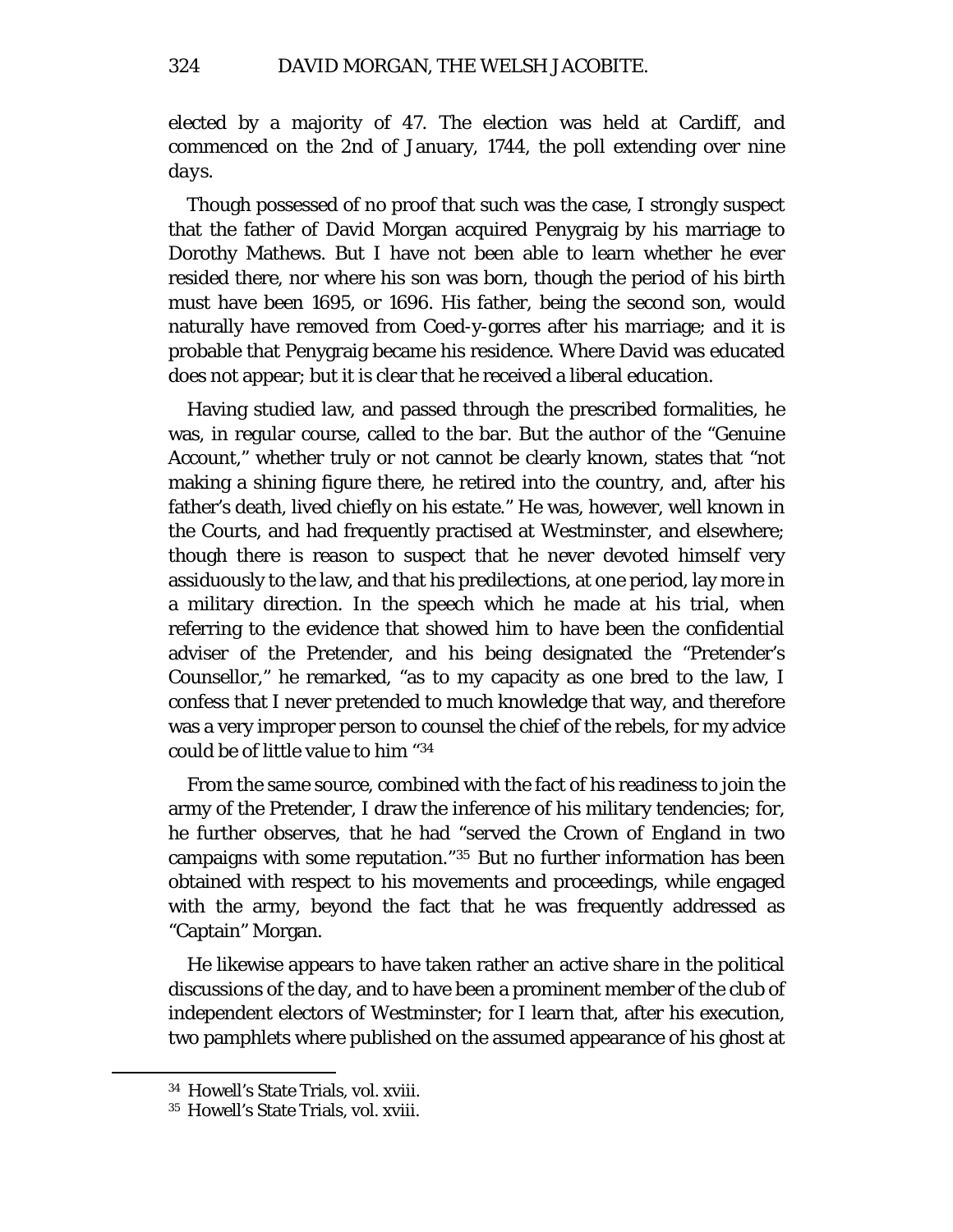elected by a majority of 47. The election was held at Cardiff, and commenced on the 2nd of January, 1744, the poll extending over nine days.

Though possessed of no proof that such was the case, I strongly suspect that the father of David Morgan acquired Penygraig by his marriage to Dorothy Mathews. But I have not been able to learn whether he ever resided there, nor where his son was born, though the period of his birth must have been 1695, or 1696. His father, being the second son, would naturally have removed from Coed-y-gorres after his marriage; and it is probable that Penygraig became his residence. Where David was educated does not appear; but it is clear that he received a liberal education.

Having studied law, and passed through the prescribed formalities, he was, in regular course, called to the bar. But the author of the "Genuine Account," whether truly or not cannot be clearly known, states that "not making a shining figure there, he retired into the country, and, after his father's death, lived chiefly on his estate." He was, however, well known in the Courts, and had frequently practised at Westminster, and elsewhere; though there is reason to suspect that he never devoted himself very assiduously to the law, and that his predilections, at one period, lay more in a military direction. In the speech which he made at his trial, when referring to the evidence that showed him to have been the confidential adviser of the Pretender, and his being designated the "Pretender's Counsellor," he remarked, "as to my capacity as one bred to the law, I confess that I never pretended to much knowledge that way, and therefore was a very improper person to counsel the chief of the rebels, for my advice could be of little value to him "[34]

From the same source, combined with the fact of his readiness to join the army of the Pretender, I draw the inference of his military tendencies; for, he further observes, that he had "served the Crown of England in two campaigns with some reputation."[35] But no further information has been obtained with respect to his movements and proceedings, while engaged with the army, beyond the fact that he was frequently addressed as "Captain" Morgan.

He likewise appears to have taken rather an active share in the political discussions of the day, and to have been a prominent member of the club of independent electors of Westminster; for I learn that, after his execution, two pamphlets where published on the assumed appearance of his ghost at

[34] Howell's State Trials, vol. xviii.

[35] Howell's State Trials, vol. xviii.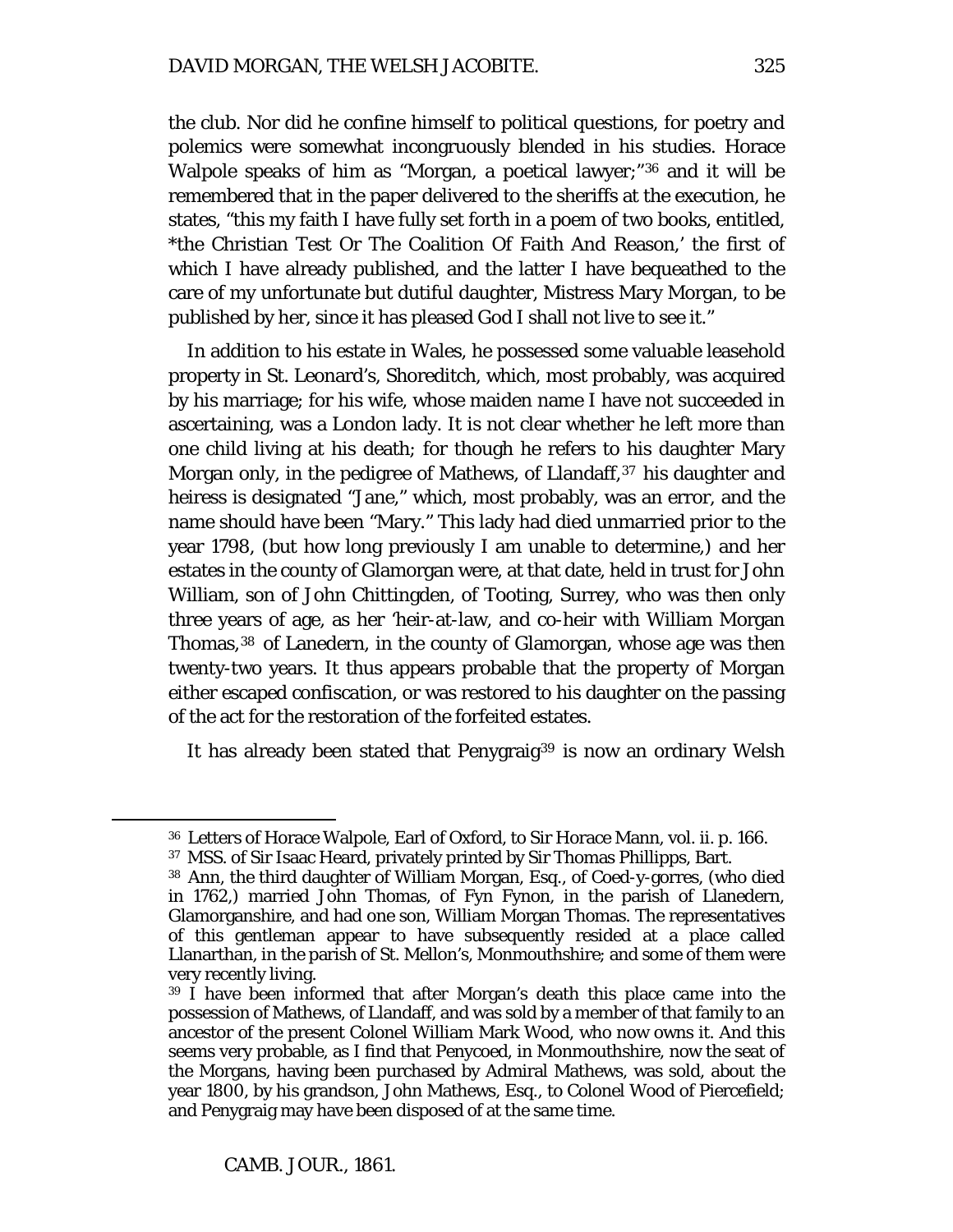the club. Nor did he confine himself to political questions, for poetry and polemics were somewhat incongruously blended in his studies. Horace Walpole speaks of him as "Morgan, a poetical lawyer;"[36] and it will be remembered that in the paper delivered to the sheriffs at the execution, he states, "this my faith I have fully set forth in a poem of two books, entitled, *the Christian Test Or The Coalition Of Faith And Reason,' the first of which I have already published, and the latter I have bequeathed to the care of my unfortunate but dutiful daughter, Mistress Mary Morgan, to be published by her, since it has pleased God I shall not live to see it."

In addition to his estate in Wales, he possessed some valuable leasehold property in St. Leonard's, Shoreditch, which, most probably, was acquired by his marriage; for his wife, whose maiden name I have not succeeded in ascertaining, was a London lady. It is not clear whether he left more than one child living at his death; for though he refers to his daughter Mary Morgan only, in the pedigree of Mathews, of Llandaff,[37] his daughter and heiress is designated "Jane," which, most probably, was an error, and the name should have been "Mary." This lady had died unmarried prior to the year 1798, (but how long previously I am unable to determine,) and her estates in the county of Glamorgan were, at that date, held in trust for John William, son of John Chittingden, of Tooting, Surrey, who was then only three years of age, as her 'heir-at-law, and co-heir with William Morgan Thomas,[38] of Lanedern, in the county of Glamorgan, whose age was then twenty-two years. It thus appears probable that the property of Morgan either escaped confiscation, or was restored to his daughter on the passing of the act for the restoration of the forfeited estates.

It has already been stated that Penygraig[39] is now an ordinary Welsh

---

[36] Letters of Horace Walpole, Earl of Oxford, to Sir Horace Mann, vol. ii. p. 166.

[37] MSS. of Sir Isaac Heard, privately printed by Sir Thomas Phillipps, Bart.

[38] Ann, the third daughter of William Morgan, Esq., of Coed-y-gorres, (who died in 1762,) married John Thomas, of Fyn Fynon, in the parish of Llanedern, Glamorganshire, and had one son, William Morgan Thomas. The representatives of this gentleman appear to have subsequently resided at a place called Llanarthan, in the parish of St. Mellon's, Monmouthshire; and some of them were very recently living.

[39] I have been informed that after Morgan's death this place came into the possession of Mathews, of Llandaff, and was sold by a member of that family to an ancestor of the present Colonel William Mark Wood, who now owns it. And this seems very probable, as I find that Penycoed, in Monmouthshire, now the seat of the Morgans, having been purchased by Admiral Mathews, was sold, about the year 1800, by his grandson, John Mathews, Esq., to Colonel Wood of Piercefield; and Penygraig may have been disposed of at the same time.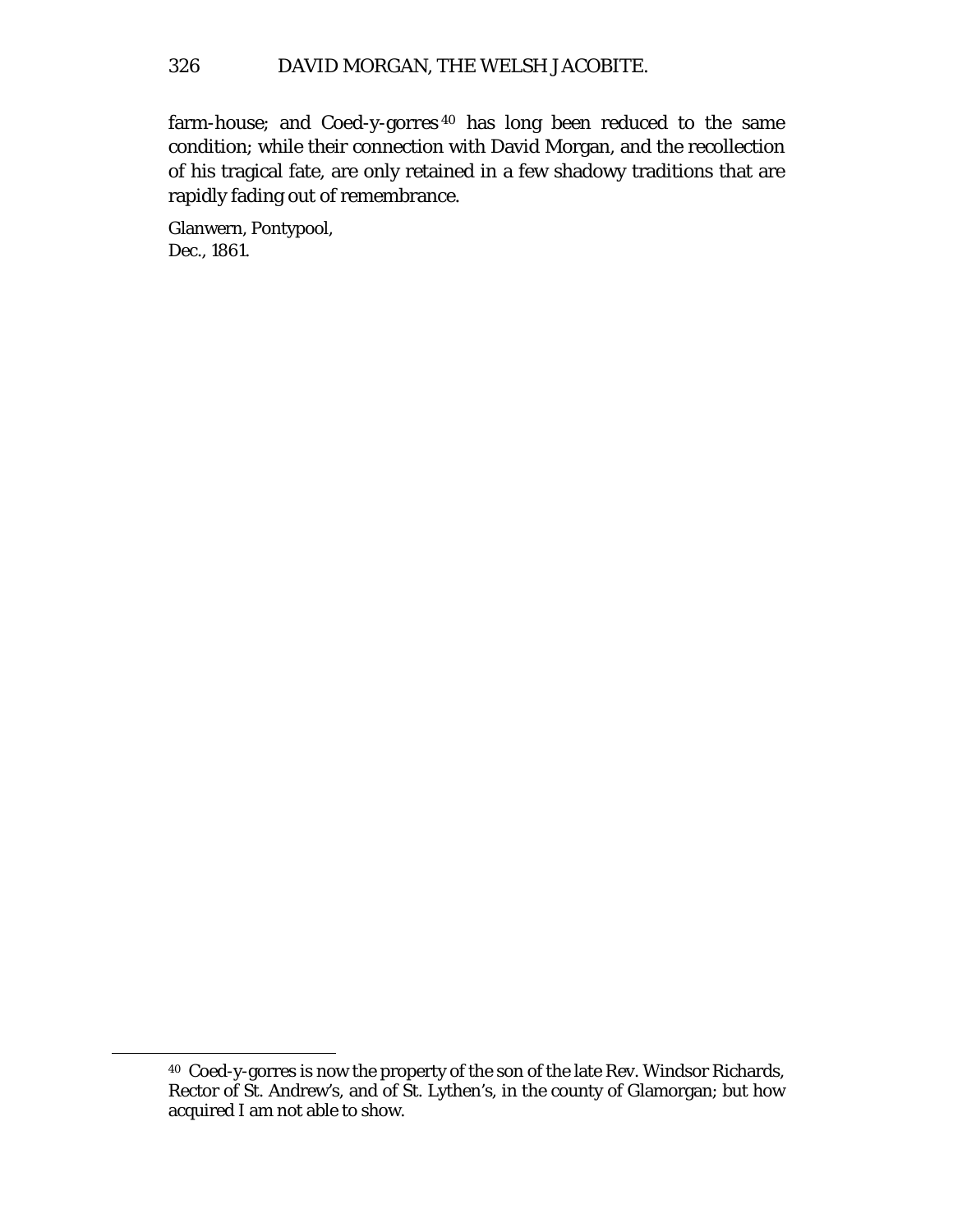farm-house; and Coed-y-gorres[40] has long been reduced to the same condition; while their connection with David Morgan, and the recollection of his tragical fate, are only retained in a few shadowy traditions that are rapidly fading out of remembrance.

Glanwern, Pontypool,
Dec., 1861.

---

[40] Coed-y-gorres is now the property of the son of the late Rev. Windsor Richards, Rector of St. Andrew's, and of St. Lythen's, in the county of Glamorgan; but how acquired I am not able to show.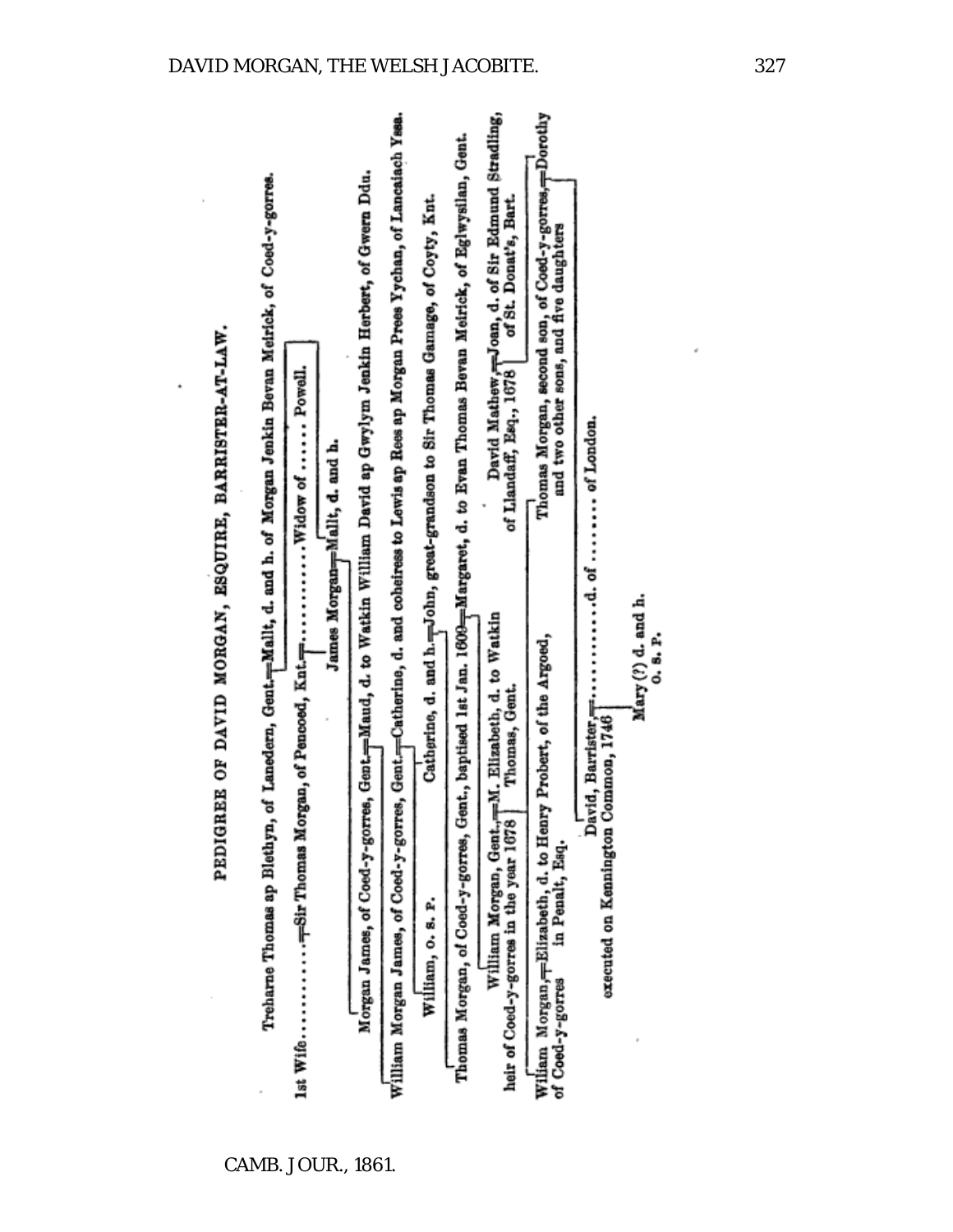## PEDIGREE OF DAVID MORGAN, ESQUIRE, BARRISTER-AT-LAW.

Treharne Thomas ap Blethyn, of Lanedern, Gent.═Mallt, d. and h. of Morgan Jenkin Bevan Meirick, of Coed-y-gorres.

1st Wife............═Sir Thomas Morgan, of Pencoed, Knt.═..............Widow of ...... Powell.

James Morgan═Mallt, d. and h.

Morgan James, of Coed-y-gorres, Gent.═Maud, d. to Watkin William David ap Gwylym Jenkin Herbert, of Gwern Ddu.

William Morgan James, of Coed-y-gorres, Gent.═Catherine, d. and coheiress to Lewis ap Rees ap Morgan Prees Ychan, of Lancaiach Yssa.

William, o. s. p. Catherine, d. and h.═John, great-grandson to Sir Thomas Gamage, of Coyty, Knt.

Thomas Morgan, of Coed-y-gorres, Gent., baptised 1st Jan. 1609═Margaret, d. to Evan Thomas Bevan Meirick, of Eglwysilan, Gent.

William Morgan, Gent., heir of Coed-y-gorres in the year 1678═M. Elizabeth, d. to Watkin Thomas, Gent.

David Mathew, of Llandaff, Esq., 1678═Joan, d. of Sir Edmund Stradling, of St. Donat's, Bart.

William Morgan, of Coed-y-gorres═Elizabeth, d. to Henry Probert, of the Argoed, in Penalt, Esq.

Thomas Morgan, second son, of Coed-y-gorres,═Dorothy and two other sons, and five daughters

David, Barrister, executed on Kennington Common, 1746═..........d. of ........ of London.

Mary (?) d. and h. o. s. p.

CAMB. JOUR., 1861.